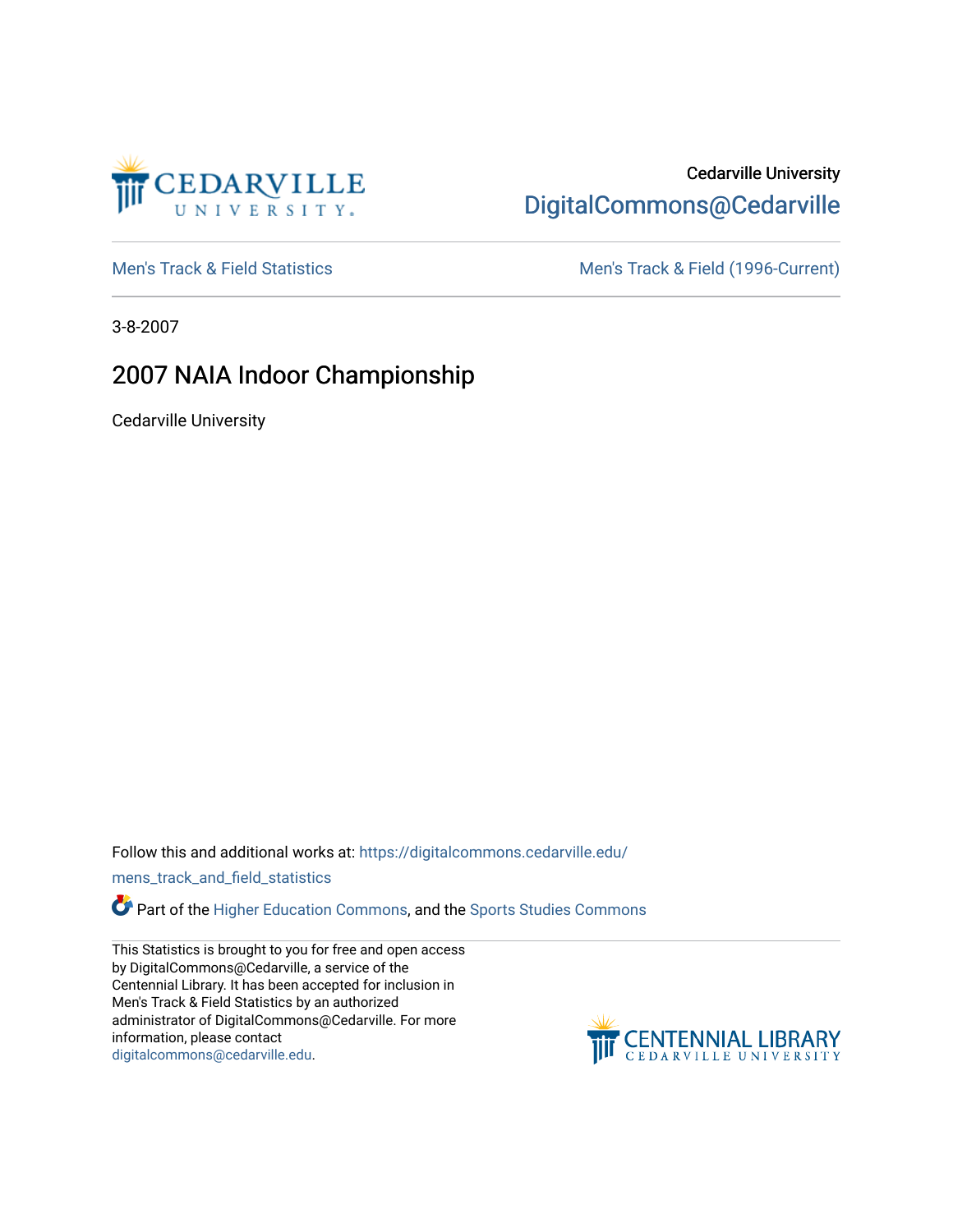Cedarville University

DigitalCommons@Cedarville

Men's Track & Field Statistics

Men's Track & Field (1996-Current)

3-8-2007

# 2007 NAIA Indoor Championship

Cedarville University

Follow this and additional works at: https://digitalcommons.cedarville.edu/mens_track_and_field_statistics

Part of the Higher Education Commons, and the Sports Studies Commons

This Statistics is brought to you for free and open access by DigitalCommons@Cedarville, a service of the Centennial Library. It has been accepted for inclusion in Men's Track & Field Statistics by an authorized administrator of DigitalCommons@Cedarville. For more information, please contact digitalcommons@cedarville.edu.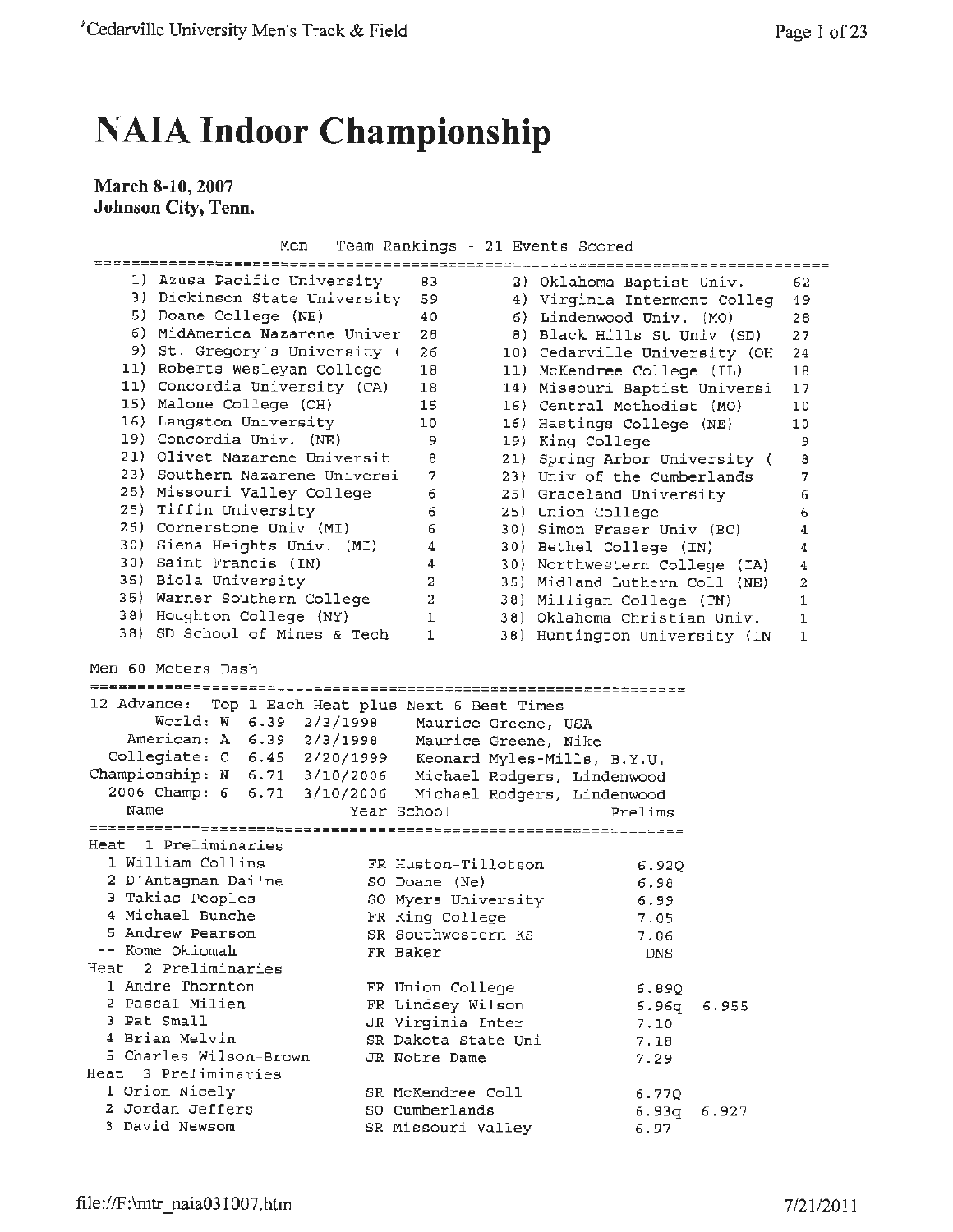# NAIA Indoor Championship

**March 8-10, 2007**
**Johnson City, Tenn.**

## Men - Team Rankings - 21 Events Scored

| Rank | Team | Points | Rank | Team | Points |
|---|---|---|---|---|---|
| 1) | Azusa Pacific University | 83 | 2) | Oklahoma Baptist Univ. | 62 |
| 3) | Dickinson State University | 59 | 4) | Virginia Intermont Colleg | 49 |
| 5) | Doane College (NE) | 40 | 6) | Lindenwood Univ. (MO) | 28 |
| 6) | MidAmerica Nazarene Univer | 28 | 8) | Black Hills St Univ (SD) | 27 |
| 9) | St. Gregory's University ( | 26 | 10) | Cedarville University (OH | 24 |
| 11) | Roberts Wesleyan College | 18 | 11) | McKendree College (IL) | 18 |
| 11) | Concordia University (CA) | 18 | 14) | Missouri Baptist Universi | 17 |
| 15) | Malone College (OH) | 15 | 16) | Central Methodist (MO) | 10 |
| 16) | Langston University | 10 | 16) | Hastings College (NE) | 10 |
| 19) | Concordia Univ. (NE) | 9 | 19) | King College | 9 |
| 21) | Olivet Nazarene Universit | 8 | 21) | Spring Arbor University ( | 8 |
| 23) | Southern Nazarene Universi | 7 | 23) | Univ of the Cumberlands | 7 |
| 25) | Missouri Valley College | 6 | 25) | Graceland University | 6 |
| 25) | Tiffin University | 6 | 25) | Union College | 6 |
| 25) | Cornerstone Univ (MI) | 6 | 30) | Simon Fraser Univ (BC) | 4 |
| 30) | Siena Heights Univ. (MI) | 4 | 30) | Bethel College (IN) | 4 |
| 30) | Saint Francis (IN) | 4 | 30) | Northwestern College (IA) | 4 |
| 35) | Biola University | 2 | 35) | Midland Luthern Coll (NE) | 2 |
| 35) | Warner Southern College | 2 | 38) | Milligan College (TN) | 1 |
| 38) | Houghton College (NY) | 1 | 38) | Oklahoma Christian Univ. | 1 |
| 38) | SD School of Mines & Tech | 1 | 38) | Huntington University (IN | 1 |

## Men 60 Meters Dash

12 Advance: Top 1 Each Heat plus Next 6 Best Times

| Record | Mark | Date | Holder |
|---|---|---|---|
| World: W | 6.39 | 2/3/1998 | Maurice Greene, USA |
| American: A | 6.39 | 2/3/1998 | Maurice Greene, Nike |
| Collegiate: C | 6.45 | 2/20/1999 | Leonard Myles-Mills, B.Y.U. |
| Championship: N | 6.71 | 3/10/2006 | Michael Rodgers, Lindenwood |
| 2006 Champ: 6 | 6.71 | 3/10/2006 | Michael Rodgers, Lindenwood |

| Place | Name | Year | School | Prelims | |
|---|---|---|---|---|---|
| **Heat 1 Preliminaries** | | | | | |
| 1 | William Collins | FR | Huston-Tillotson | 6.92Q | |
| 2 | D'Antagnan Dai'ne | SO | Doane (Ne) | 6.98 | |
| 3 | Takias Peoples | SO | Myers University | 6.99 | |
| 4 | Michael Bunche | FR | King College | 7.05 | |
| 5 | Andrew Pearson | SR | Southwestern KS | 7.06 | |
| -- | Kome Okiomah | FR | Baker | DNS | |
| **Heat 2 Preliminaries** | | | | | |
| 1 | Andre Thornton | FR | Union College | 6.89Q | |
| 2 | Pascal Milien | FR | Lindsey Wilson | 6.96q | 6.955 |
| 3 | Pat Small | JR | Virginia Inter | 7.10 | |
| 4 | Brian Melvin | SR | Dakota State Uni | 7.18 | |
| 5 | Charles Wilson-Brown | JR | Notre Dame | 7.29 | |
| **Heat 3 Preliminaries** | | | | | |
| 1 | Orion Nicely | SR | McKendree Coll | 6.77Q | |
| 2 | Jordan Jeffers | SO | Cumberlands | 6.93q | 6.927 |
| 3 | David Newsom | SR | Missouri Valley | 6.97 | |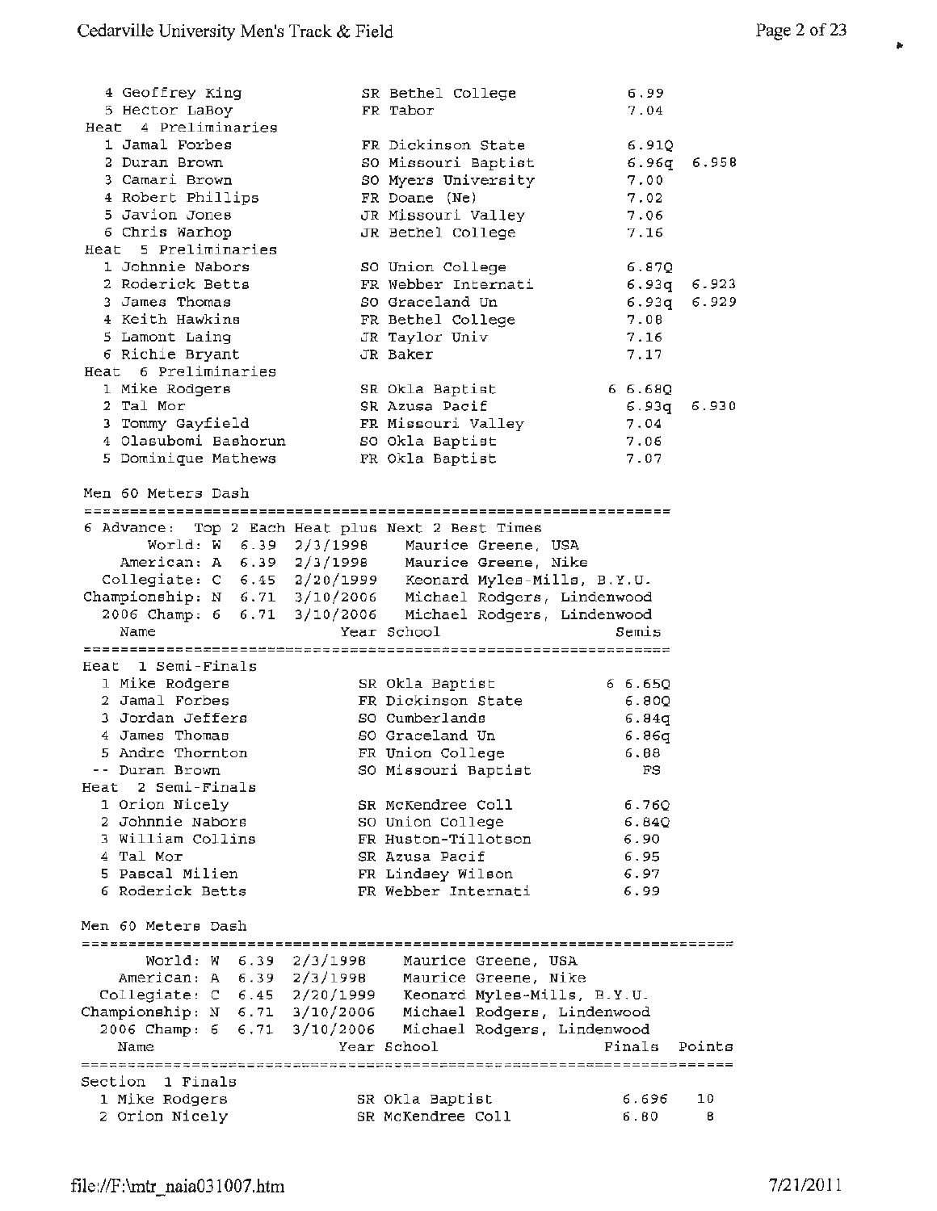```
  4 Geoffrey King              SR Bethel College          6.99
  5 Hector LaBoy               FR Tabor                   7.04
Heat  4 Preliminaries
  1 Jamal Forbes               FR Dickinson State         6.91Q
  2 Duran Brown                SO Missouri Baptist        6.96q  6.958
  3 Camari Brown               SO Myers University        7.00
  4 Robert Phillips            FR Doane (Ne)              7.02
  5 Javion Jones               JR Missouri Valley         7.06
  6 Chris Warhop               JR Bethel College          7.16
Heat  5 Preliminaries
  1 Johnnie Nabors             SO Union College           6.87Q
  2 Roderick Betts             FR Webber Internati        6.93q  6.923
  3 James Thomas               SO Graceland Un            6.93q  6.929
  4 Keith Hawkins              FR Bethel College          7.08
  5 Lamont Laing               JR Taylor Univ             7.16
  6 Richie Bryant              JR Baker                   7.17
Heat  6 Preliminaries
  1 Mike Rodgers               SR Okla Baptist          6 6.68Q
  2 Tal Mor                    SR Azusa Pacif             6.93q  6.930
  3 Tommy Gayfield             FR Missouri Valley         7.04
  4 Olasubomi Bashorun         SO Okla Baptist            7.06
  5 Dominique Mathews          FR Okla Baptist            7.07

Men 60 Meters Dash
=================================================================
6 Advance:  Top 2 Each Heat plus Next 2 Best Times
      World: W  6.39  2/3/1998    Maurice Greene, USA
   American: A  6.39  2/3/1998    Maurice Greene, Nike
 Collegiate: C  6.45  2/20/1999   Leonard Myles-Mills, B.Y.U.
Championship: N  6.71  3/10/2006   Michael Rodgers, Lindenwood
  2006 Champ: 6  6.71  3/10/2006   Michael Rodgers, Lindenwood
    Name                    Year School                  Semis
=================================================================
Heat  1 Semi-Finals
  1 Mike Rodgers               SR Okla Baptist          6 6.65Q
  2 Jamal Forbes               FR Dickinson State         6.80Q
  3 Jordan Jeffers             SO Cumberlands             6.84q
  4 James Thomas               SO Graceland Un            6.86q
  5 Andre Thornton             FR Union College           6.88
 -- Duran Brown                SO Missouri Baptist          FS
Heat  2 Semi-Finals
  1 Orion Nicely               SR McKendree Coll          6.76Q
  2 Johnnie Nabors             SO Union College           6.84Q
  3 William Collins            FR Huston-Tillotson        6.90
  4 Tal Mor                    SR Azusa Pacif             6.95
  5 Pascal Milien              FR Lindsey Wilson          6.97
  6 Roderick Betts             FR Webber Internati        6.99

Men 60 Meters Dash
=========================================================================
      World: W  6.39  2/3/1998    Maurice Greene, USA
   American: A  6.39  2/3/1998    Maurice Greene, Nike
 Collegiate: C  6.45  2/20/1999   Leonard Myles-Mills, B.Y.U.
Championship: N  6.71  3/10/2006   Michael Rodgers, Lindenwood
  2006 Champ: 6  6.71  3/10/2006   Michael Rodgers, Lindenwood
    Name                    Year School                  Finals  Points
=========================================================================
Section  1 Finals
  1 Mike Rodgers               SR Okla Baptist            6.696    10
  2 Orion Nicely               SR McKendree Coll          6.80      8
```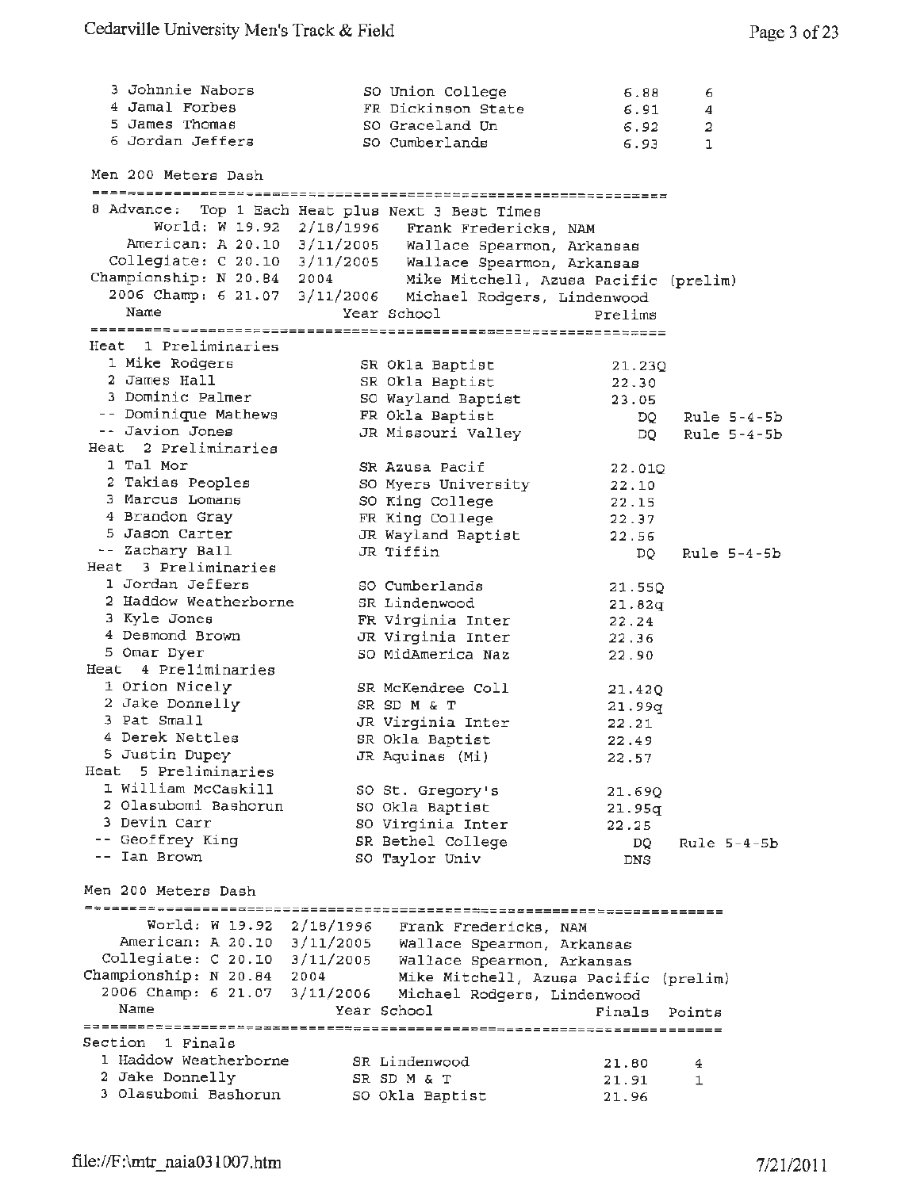| Place | Name | Year | School | Finals | Points |
|---|---|---|---|---|---|
| 3 | Johnnie Nabors | SO | Union College | 6.88 | 6 |
| 4 | Jamal Forbes | FR | Dickinson State | 6.91 | 4 |
| 5 | James Thomas | SO | Graceland Un | 6.92 | 2 |
| 6 | Jordan Jeffers | SO | Cumberlands | 6.93 | 1 |

## Men 200 Meters Dash

8 Advance: Top 1 Each Heat plus Next 3 Best Times

- World: W 19.92 2/18/1996 Frank Fredericks, NAM
- American: A 20.10 3/11/2005 Wallace Spearmon, Arkansas
- Collegiate: C 20.10 3/11/2005 Wallace Spearmon, Arkansas
- Championship: N 20.84 2004 Mike Mitchell, Azusa Pacific (prelim)
- 2006 Champ: 6 21.07 3/11/2006 Michael Rodgers, Lindenwood

| Place | Name | Year | School | Prelims | |
|---|---|---|---|---|---|
| **Heat 1 Preliminaries** | | | | | |
| 1 | Mike Rodgers | SR | Okla Baptist | 21.23Q | |
| 2 | James Hall | SR | Okla Baptist | 22.30 | |
| 3 | Dominic Palmer | SO | Wayland Baptist | 23.05 | |
| -- | Dominique Mathews | FR | Okla Baptist | DQ | Rule 5-4-5b |
| -- | Javion Jones | JR | Missouri Valley | DQ | Rule 5-4-5b |
| **Heat 2 Preliminaries** | | | | | |
| 1 | Tal Mor | SR | Azusa Pacif | 22.01Q | |
| 2 | Takias Peoples | SO | Myers University | 22.10 | |
| 3 | Marcus Lomans | SO | King College | 22.15 | |
| 4 | Brandon Gray | FR | King College | 22.37 | |
| 5 | Jason Carter | JR | Wayland Baptist | 22.56 | |
| -- | Zachary Ball | JR | Tiffin | DQ | Rule 5-4-5b |
| **Heat 3 Preliminaries** | | | | | |
| 1 | Jordan Jeffers | SO | Cumberlands | 21.55Q | |
| 2 | Haddow Weatherborne | SR | Lindenwood | 21.82q | |
| 3 | Kyle Jones | FR | Virginia Inter | 22.24 | |
| 4 | Desmond Brown | JR | Virginia Inter | 22.36 | |
| 5 | Omar Dyer | SO | MidAmerica Naz | 22.90 | |
| **Heat 4 Preliminaries** | | | | | |
| 1 | Orion Nicely | SR | McKendree Coll | 21.42Q | |
| 2 | Jake Donnelly | SR | SD M & T | 21.99q | |
| 3 | Pat Small | JR | Virginia Inter | 22.21 | |
| 4 | Derek Nettles | SR | Okla Baptist | 22.49 | |
| 5 | Justin Dupey | JR | Aquinas (Mi) | 22.57 | |
| **Heat 5 Preliminaries** | | | | | |
| 1 | William McCaskill | SO | St. Gregory's | 21.69Q | |
| 2 | Olasubomi Bashorun | SO | Okla Baptist | 21.95q | |
| 3 | Devin Carr | SO | Virginia Inter | 22.25 | |
| -- | Geoffrey King | SR | Bethel College | DQ | Rule 5-4-5b |
| -- | Ian Brown | SO | Taylor Univ | DNS | |

## Men 200 Meters Dash

- World: W 19.92 2/18/1996 Frank Fredericks, NAM
- American: A 20.10 3/11/2005 Wallace Spearmon, Arkansas
- Collegiate: C 20.10 3/11/2005 Wallace Spearmon, Arkansas
- Championship: N 20.84 2004 Mike Mitchell, Azusa Pacific (prelim)
- 2006 Champ: 6 21.07 3/11/2006 Michael Rodgers, Lindenwood

| Place | Name | Year | School | Finals | Points |
|---|---|---|---|---|---|
| **Section 1 Finals** | | | | | |
| 1 | Haddow Weatherborne | SR | Lindenwood | 21.80 | 4 |
| 2 | Jake Donnelly | SR | SD M & T | 21.91 | 1 |
| 3 | Olasubomi Bashorun | SO | Okla Baptist | 21.96 | |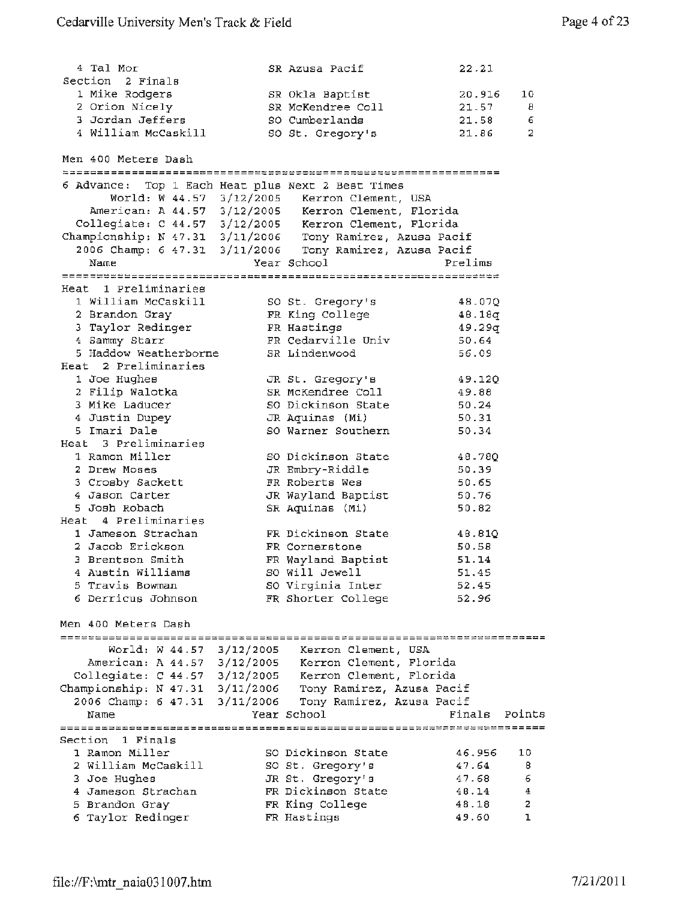| Place | Name | Year | School | Finals | Points |
|---|---|---|---|---|---|
| 4 | Tal Mor | SR | Azusa Pacif | 22.21 | |

**Section 2 Finals**

| Place | Name | Year | School | Finals | Points |
|---|---|---|---|---|---|
| 1 | Mike Rodgers | SR | Okla Baptist | 20.91$ | 10 |
| 2 | Orion Nicely | SR | McKendree Coll | 21.57 | 8 |
| 3 | Jordan Jeffers | SO | Cumberlands | 21.58 | 6 |
| 4 | William McCaskill | SO | St. Gregory's | 21.86 | 2 |

## Men 400 Meters Dash

6 Advance: Top 1 Each Heat plus Next 2 Best Times

World: W 44.57 3/12/2005 Kerron Clement, USA
American: A 44.57 3/12/2005 Kerron Clement, Florida
Collegiate: C 44.57 3/12/2005 Kerron Clement, Florida
Championship: N 47.31 3/11/2006 Tony Ramirez, Azusa Pacif
2006 Champ: 6 47.31 3/11/2006 Tony Ramirez, Azusa Pacif

**Heat 1 Preliminaries**

| Place | Name | Year | School | Prelims |
|---|---|---|---|---|
| 1 | William McCaskill | SO | St. Gregory's | 48.07Q |
| 2 | Brandon Gray | FR | King College | 48.18q |
| 3 | Taylor Redinger | FR | Hastings | 49.29q |
| 4 | Sammy Starr | FR | Cedarville Univ | 50.64 |
| 5 | Haddow Weatherborne | SR | Lindenwood | 56.09 |

**Heat 2 Preliminaries**

| Place | Name | Year | School | Prelims |
|---|---|---|---|---|
| 1 | Joe Hughes | JR | St. Gregory's | 49.12Q |
| 2 | Filip Walotka | SR | McKendree Coll | 49.88 |
| 3 | Mike Laducer | SO | Dickinson State | 50.24 |
| 4 | Justin Dupey | JR | Aquinas (Mi) | 50.31 |
| 5 | Imari Dale | SO | Warner Southern | 50.34 |

**Heat 3 Preliminaries**

| Place | Name | Year | School | Prelims |
|---|---|---|---|---|
| 1 | Ramon Miller | SO | Dickinson State | 48.78Q |
| 2 | Drew Moses | JR | Embry-Riddle | 50.39 |
| 3 | Crosby Sackett | FR | Roberts Wes | 50.65 |
| 4 | Jason Carter | JR | Wayland Baptist | 50.76 |
| 5 | Josh Robach | SR | Aquinas (Mi) | 50.82 |

**Heat 4 Preliminaries**

| Place | Name | Year | School | Prelims |
|---|---|---|---|---|
| 1 | Jameson Strachan | FR | Dickinson State | 48.81Q |
| 2 | Jacob Erickson | FR | Cornerstone | 50.58 |
| 3 | Brentson Smith | FR | Wayland Baptist | 51.14 |
| 4 | Austin Williams | SO | Will Jewell | 51.45 |
| 5 | Travis Bowman | SO | Virginia Inter | 52.45 |
| 6 | Derricus Johnson | FR | Shorter College | 52.96 |

## Men 400 Meters Dash

World: W 44.57 3/12/2005 Kerron Clement, USA
American: A 44.57 3/12/2005 Kerron Clement, Florida
Collegiate: C 44.57 3/12/2005 Kerron Clement, Florida
Championship: N 47.31 3/11/2006 Tony Ramirez, Azusa Pacif
2006 Champ: 6 47.31 3/11/2006 Tony Ramirez, Azusa Pacif

**Section 1 Finals**

| Place | Name | Year | School | Finals | Points |
|---|---|---|---|---|---|
| 1 | Ramon Miller | SO | Dickinson State | 46.95$ | 10 |
| 2 | William McCaskill | SO | St. Gregory's | 47.64 | 8 |
| 3 | Joe Hughes | JR | St. Gregory's | 47.68 | 6 |
| 4 | Jameson Strachan | FR | Dickinson State | 48.14 | 4 |
| 5 | Brandon Gray | FR | King College | 48.18 | 2 |
| 6 | Taylor Redinger | FR | Hastings | 49.60 | 1 |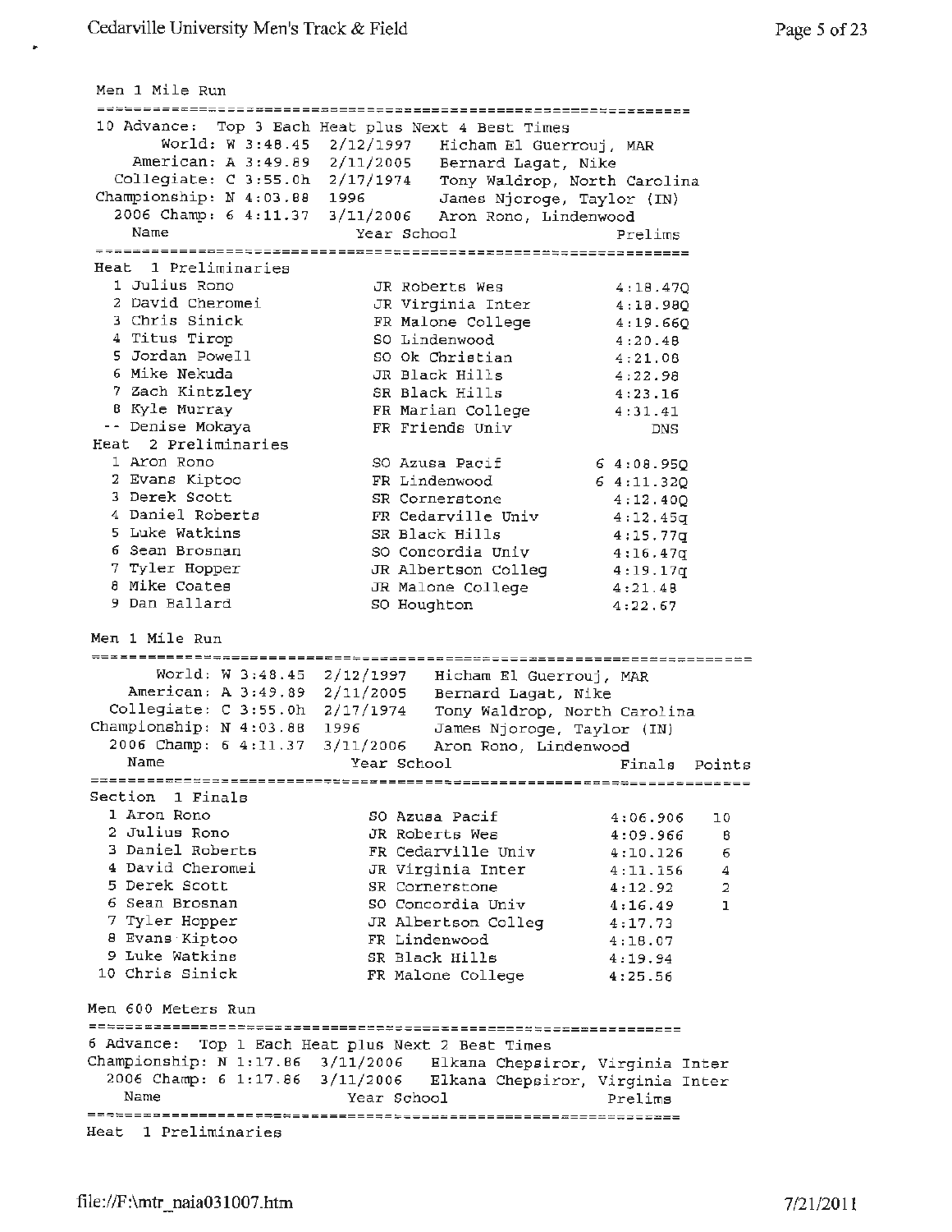## Men 1 Mile Run

10 Advance: Top 3 Each Heat plus Next 4 Best Times

| | | | |
|---|---|---|---|
| World: | W 3:48.45 | 2/12/1997 | Hicham El Guerrouj, MAR |
| American: | A 3:49.89 | 2/11/2005 | Bernard Lagat, Nike |
| Collegiate: | C 3:55.0h | 2/17/1974 | Tony Waldrop, North Carolina |
| Championship: | N 4:03.88 | 1996 | James Njoroge, Taylor (IN) |
| 2006 Champ: | 6 4:11.37 | 3/11/2006 | Aron Rono, Lindenwood |

**Heat 1 Preliminaries**

| | Name | Year | School | Prelims |
|---|---|---|---|---|
| 1 | Julius Rono | JR | Roberts Wes | 4:18.47Q |
| 2 | David Cheromei | JR | Virginia Inter | 4:18.98Q |
| 3 | Chris Sinick | FR | Malone College | 4:19.66Q |
| 4 | Titus Tirop | SO | Lindenwood | 4:20.48 |
| 5 | Jordan Powell | SO | Ok Christian | 4:21.08 |
| 6 | Mike Nekuda | JR | Black Hills | 4:22.98 |
| 7 | Zach Kintzley | SR | Black Hills | 4:23.16 |
| 8 | Kyle Murray | FR | Marian College | 4:31.41 |
| -- | Denise Mokaya | FR | Friends Univ | DNS |

**Heat 2 Preliminaries**

| | Name | Year | School | Prelims |
|---|---|---|---|---|
| 1 | Aron Rono | SO | Azusa Pacif | 6 4:08.95Q |
| 2 | Evans Kiptoo | FR | Lindenwood | 6 4:11.32Q |
| 3 | Derek Scott | SR | Cornerstone | 4:12.40Q |
| 4 | Daniel Roberts | FR | Cedarville Univ | 4:12.45q |
| 5 | Luke Watkins | SR | Black Hills | 4:15.77q |
| 6 | Sean Brosnan | SO | Concordia Univ | 4:16.47q |
| 7 | Tyler Hopper | JR | Albertson Colleg | 4:19.17q |
| 8 | Mike Coates | JR | Malone College | 4:21.48 |
| 9 | Dan Ballard | SO | Houghton | 4:22.67 |

## Men 1 Mile Run

| | | | |
|---|---|---|---|
| World: | W 3:48.45 | 2/12/1997 | Hicham El Guerrouj, MAR |
| American: | A 3:49.89 | 2/11/2005 | Bernard Lagat, Nike |
| Collegiate: | C 3:55.0h | 2/17/1974 | Tony Waldrop, North Carolina |
| Championship: | N 4:03.88 | 1996 | James Njoroge, Taylor (IN) |
| 2006 Champ: | 6 4:11.37 | 3/11/2006 | Aron Rono, Lindenwood |

**Section 1 Finals**

| | Name | Year | School | Finals | Points |
|---|---|---|---|---|---|
| 1 | Aron Rono | SO | Azusa Pacif | 4:06.906 | 10 |
| 2 | Julius Rono | JR | Roberts Wes | 4:09.966 | 8 |
| 3 | Daniel Roberts | FR | Cedarville Univ | 4:10.126 | 6 |
| 4 | David Cheromei | JR | Virginia Inter | 4:11.156 | 4 |
| 5 | Derek Scott | SR | Cornerstone | 4:12.92 | 2 |
| 6 | Sean Brosnan | SO | Concordia Univ | 4:16.49 | 1 |
| 7 | Tyler Hopper | JR | Albertson Colleg | 4:17.73 | |
| 8 | Evans Kiptoo | FR | Lindenwood | 4:18.07 | |
| 9 | Luke Watkins | SR | Black Hills | 4:19.94 | |
| 10 | Chris Sinick | FR | Malone College | 4:25.56 | |

## Men 600 Meters Run

6 Advance: Top 1 Each Heat plus Next 2 Best Times

| | | | |
|---|---|---|---|
| Championship: | N 1:17.86 | 3/11/2006 | Elkana Chepsiror, Virginia Inter |
| 2006 Champ: | 6 1:17.86 | 3/11/2006 | Elkana Chepsiror, Virginia Inter |

| Name | Year | School | Prelims |
|---|---|---|---|

**Heat 1 Preliminaries**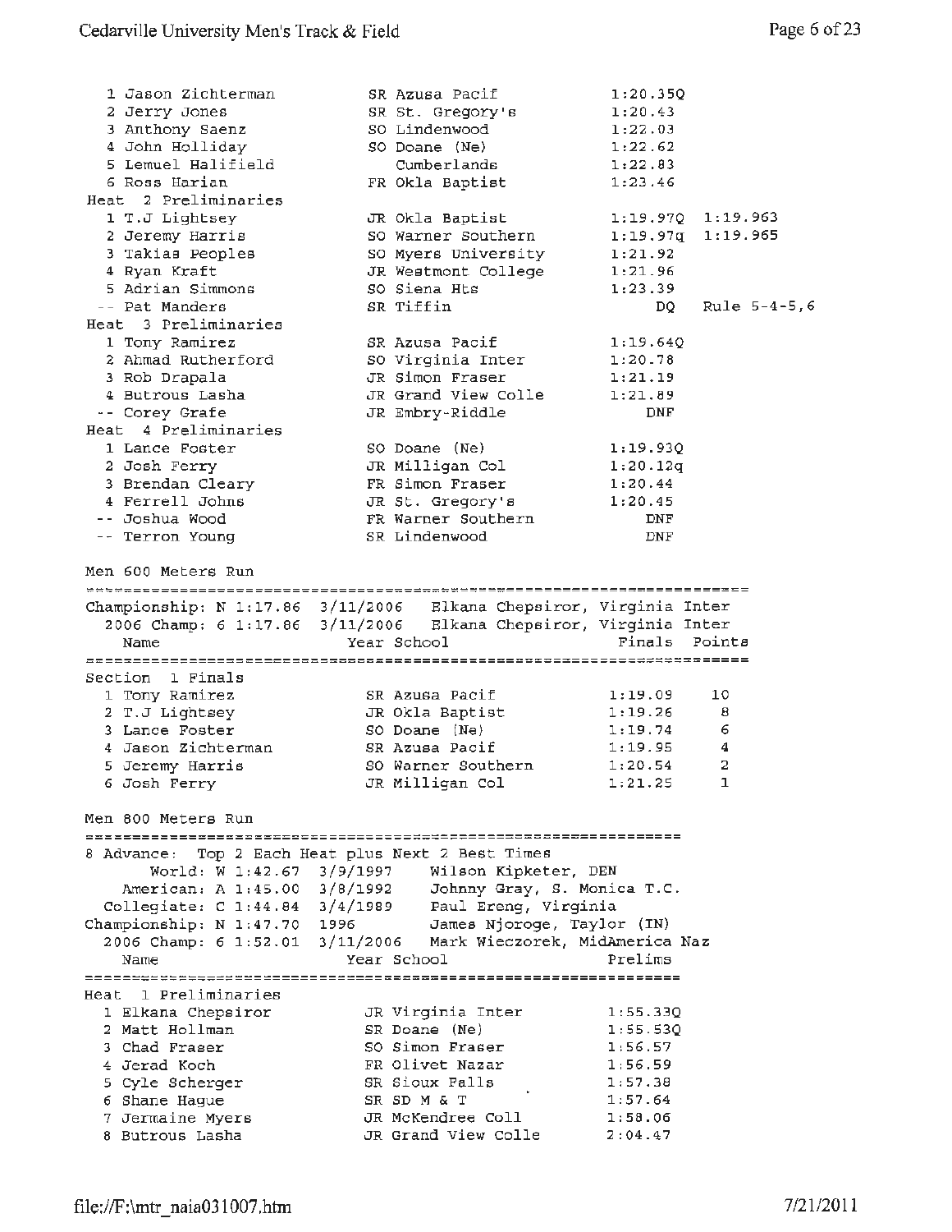| Place | Name | Year | School | Prelims | |
|---|---|---|---|---|---|
| 1 | Jason Zichterman | SR | Azusa Pacif | 1:20.35Q | |
| 2 | Jerry Jones | SR | St. Gregory's | 1:20.43 | |
| 3 | Anthony Saenz | SO | Lindenwood | 1:22.03 | |
| 4 | John Holliday | SO | Doane (Ne) | 1:22.62 | |
| 5 | Lemuel Halifield | | Cumberlands | 1:22.83 | |
| 6 | Ross Harian | FR | Okla Baptist | 1:23.46 | |

Heat 2 Preliminaries

| Place | Name | Year | School | Prelims | |
|---|---|---|---|---|---|
| 1 | T.J Lightsey | JR | Okla Baptist | 1:19.97Q | 1:19.963 |
| 2 | Jeremy Harris | SO | Warner Southern | 1:19.97q | 1:19.965 |
| 3 | Takias Peoples | SO | Myers University | 1:21.92 | |
| 4 | Ryan Kraft | JR | Westmont College | 1:21.96 | |
| 5 | Adrian Simmons | SO | Siena Hts | 1:23.39 | |
| -- | Pat Manders | SR | Tiffin | DQ | Rule 5-4-5,6 |

Heat 3 Preliminaries

| Place | Name | Year | School | Prelims |
|---|---|---|---|---|
| 1 | Tony Ramirez | SR | Azusa Pacif | 1:19.64Q |
| 2 | Ahmad Rutherford | SO | Virginia Inter | 1:20.78 |
| 3 | Rob Drapala | JR | Simon Fraser | 1:21.19 |
| 4 | Butrous Lasha | JR | Grand View Colle | 1:21.89 |
| -- | Corey Grafe | JR | Embry-Riddle | DNF |

Heat 4 Preliminaries

| Place | Name | Year | School | Prelims |
|---|---|---|---|---|
| 1 | Lance Foster | SO | Doane (Ne) | 1:19.93Q |
| 2 | Josh Ferry | JR | Milligan Col | 1:20.12q |
| 3 | Brendan Cleary | FR | Simon Fraser | 1:20.44 |
| 4 | Ferrell Johns | JR | St. Gregory's | 1:20.45 |
| -- | Joshua Wood | FR | Warner Southern | DNF |
| -- | Terron Young | SR | Lindenwood | DNF |

## Men 600 Meters Run

Championship: N 1:17.86 3/11/2006 Elkana Chepsiror, Virginia Inter
2006 Champ: 6 1:17.86 3/11/2006 Elkana Chepsiror, Virginia Inter

Section 1 Finals

| Place | Name | Year | School | Finals | Points |
|---|---|---|---|---|---|
| 1 | Tony Ramirez | SR | Azusa Pacif | 1:19.09 | 10 |
| 2 | T.J Lightsey | JR | Okla Baptist | 1:19.26 | 8 |
| 3 | Lance Foster | SO | Doane (Ne) | 1:19.74 | 6 |
| 4 | Jason Zichterman | SR | Azusa Pacif | 1:19.95 | 4 |
| 5 | Jeremy Harris | SO | Warner Southern | 1:20.54 | 2 |
| 6 | Josh Ferry | JR | Milligan Col | 1:21.25 | 1 |

## Men 800 Meters Run

8 Advance: Top 2 Each Heat plus Next 2 Best Times
World: W 1:42.67 3/9/1997 Wilson Kipketer, DEN
American: A 1:45.00 3/8/1992 Johnny Gray, S. Monica T.C.
Collegiate: C 1:44.84 3/4/1989 Paul Ereng, Virginia
Championship: N 1:47.70 1996 James Njoroge, Taylor (IN)
2006 Champ: 6 1:52.01 3/11/2006 Mark Wieczorek, MidAmerica Naz

Heat 1 Preliminaries

| Place | Name | Year | School | Prelims |
|---|---|---|---|---|
| 1 | Elkana Chepsiror | JR | Virginia Inter | 1:55.33Q |
| 2 | Matt Hollman | SR | Doane (Ne) | 1:55.53Q |
| 3 | Chad Fraser | SO | Simon Fraser | 1:56.57 |
| 4 | Jerad Koch | FR | Olivet Nazar | 1:56.59 |
| 5 | Cyle Scherger | SR | Sioux Falls | 1:57.38 |
| 6 | Shane Hague | SR | SD M & T | 1:57.64 |
| 7 | Jermaine Myers | JR | McKendree Coll | 1:58.06 |
| 8 | Butrous Lasha | JR | Grand View Colle | 2:04.47 |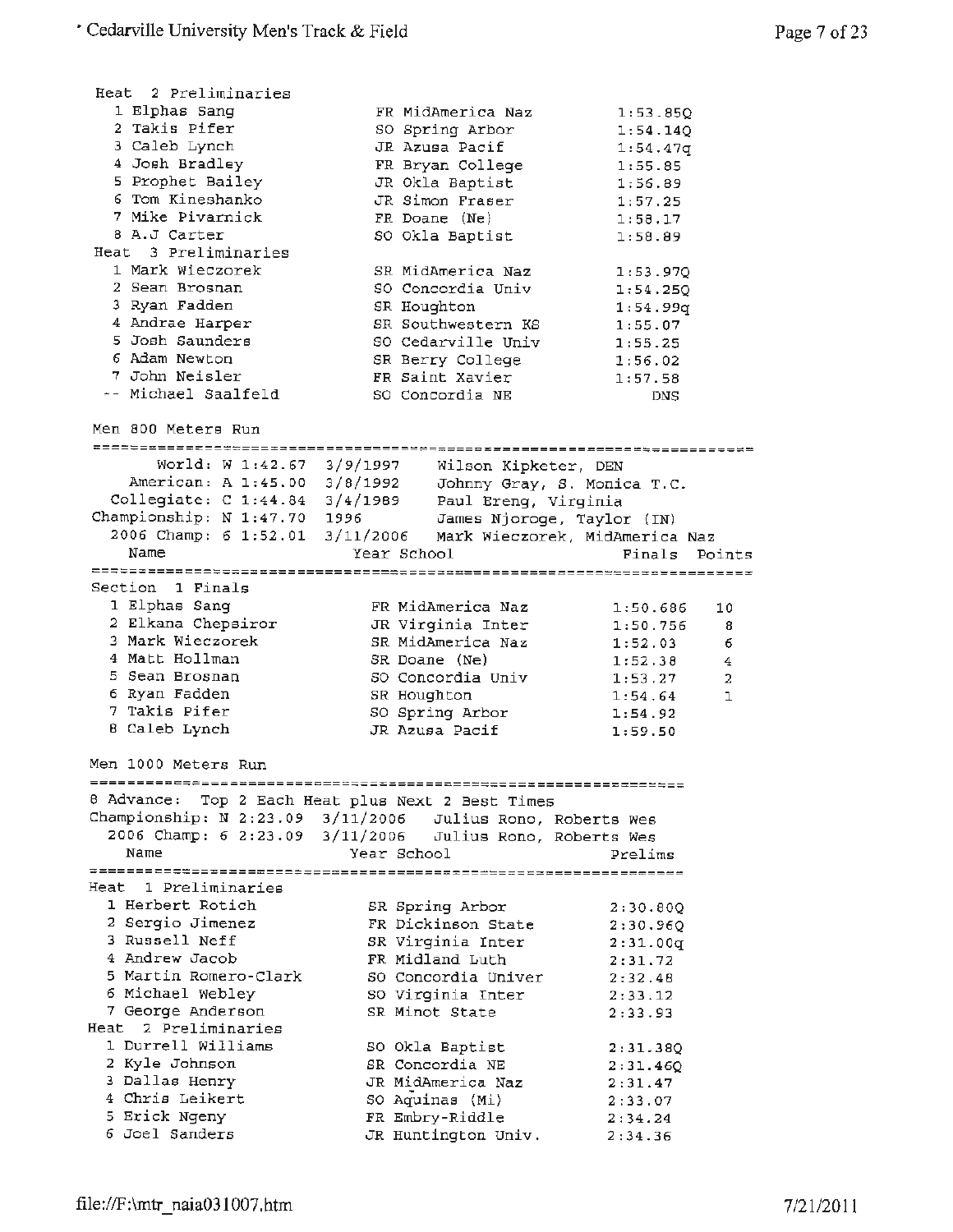Heat 2 Preliminaries

| Place | Name | Year | School | Prelims |
|---|---|---|---|---|
| 1 | Elphas Sang | FR | MidAmerica Naz | 1:53.85Q |
| 2 | Takis Pifer | SO | Spring Arbor | 1:54.14Q |
| 3 | Caleb Lynch | JR | Azusa Pacif | 1:54.47q |
| 4 | Josh Bradley | FR | Bryan College | 1:55.85 |
| 5 | Prophet Bailey | JR | Okla Baptist | 1:56.89 |
| 6 | Tom Kineshanko | JR | Simon Fraser | 1:57.25 |
| 7 | Mike Pivarnick | FR | Doane (Ne) | 1:58.17 |
| 8 | A.J Carter | SO | Okla Baptist | 1:58.89 |

Heat 3 Preliminaries

| Place | Name | Year | School | Prelims |
|---|---|---|---|---|
| 1 | Mark Wieczorek | SR | MidAmerica Naz | 1:53.97Q |
| 2 | Sean Brosnan | SO | Concordia Univ | 1:54.25Q |
| 3 | Ryan Fadden | SR | Houghton | 1:54.99q |
| 4 | Andrae Harper | SR | Southwestern KS | 1:55.07 |
| 5 | Josh Saunders | SO | Cedarville Univ | 1:55.25 |
| 6 | Adam Newton | SR | Berry College | 1:56.02 |
| 7 | John Neisler | FR | Saint Xavier | 1:57.58 |
| -- | Michael Saalfeld | SO | Concordia NE | DNS |

## Men 800 Meters Run

- World: W 1:42.67 3/9/1997 Wilson Kipketer, DEN
- American: A 1:45.00 3/8/1992 Johnny Gray, S. Monica T.C.
- Collegiate: C 1:44.84 3/4/1989 Paul Ereng, Virginia
- Championship: N 1:47.70 1996 James Njoroge, Taylor (IN)
- 2006 Champ: 6 1:52.01 3/11/2006 Mark Wieczorek, MidAmerica Naz

Section 1 Finals

| Place | Name | Year | School | Finals | Points |
|---|---|---|---|---|---|
| 1 | Elphas Sang | FR | MidAmerica Naz | 1:50.686 | 10 |
| 2 | Elkana Chepsiror | JR | Virginia Inter | 1:50.756 | 8 |
| 3 | Mark Wieczorek | SR | MidAmerica Naz | 1:52.03 | 6 |
| 4 | Matt Hollman | SR | Doane (Ne) | 1:52.38 | 4 |
| 5 | Sean Brosnan | SO | Concordia Univ | 1:53.27 | 2 |
| 6 | Ryan Fadden | SR | Houghton | 1:54.64 | 1 |
| 7 | Takis Pifer | SO | Spring Arbor | 1:54.92 | |
| 8 | Caleb Lynch | JR | Azusa Pacif | 1:59.50 | |

## Men 1000 Meters Run

8 Advance: Top 2 Each Heat plus Next 2 Best Times

- Championship: N 2:23.09 3/11/2006 Julius Rono, Roberts Wes
- 2006 Champ: 6 2:23.09 3/11/2006 Julius Rono, Roberts Wes

Heat 1 Preliminaries

| Place | Name | Year | School | Prelims |
|---|---|---|---|---|
| 1 | Herbert Rotich | SR | Spring Arbor | 2:30.80Q |
| 2 | Sergio Jimenez | FR | Dickinson State | 2:30.96Q |
| 3 | Russell Neff | SR | Virginia Inter | 2:31.00q |
| 4 | Andrew Jacob | FR | Midland Luth | 2:31.72 |
| 5 | Martin Romero-Clark | SO | Concordia Univer | 2:32.48 |
| 6 | Michael Webley | SO | Virginia Inter | 2:33.12 |
| 7 | George Anderson | SR | Minot State | 2:33.93 |

Heat 2 Preliminaries

| Place | Name | Year | School | Prelims |
|---|---|---|---|---|
| 1 | Durrell Williams | SO | Okla Baptist | 2:31.38Q |
| 2 | Kyle Johnson | SR | Concordia NE | 2:31.46Q |
| 3 | Dallas Henry | JR | MidAmerica Naz | 2:31.47 |
| 4 | Chris Leikert | SO | Aquinas (Mi) | 2:33.07 |
| 5 | Erick Ngeny | FR | Embry-Riddle | 2:34.24 |
| 6 | Joel Sanders | JR | Huntington Univ. | 2:34.36 |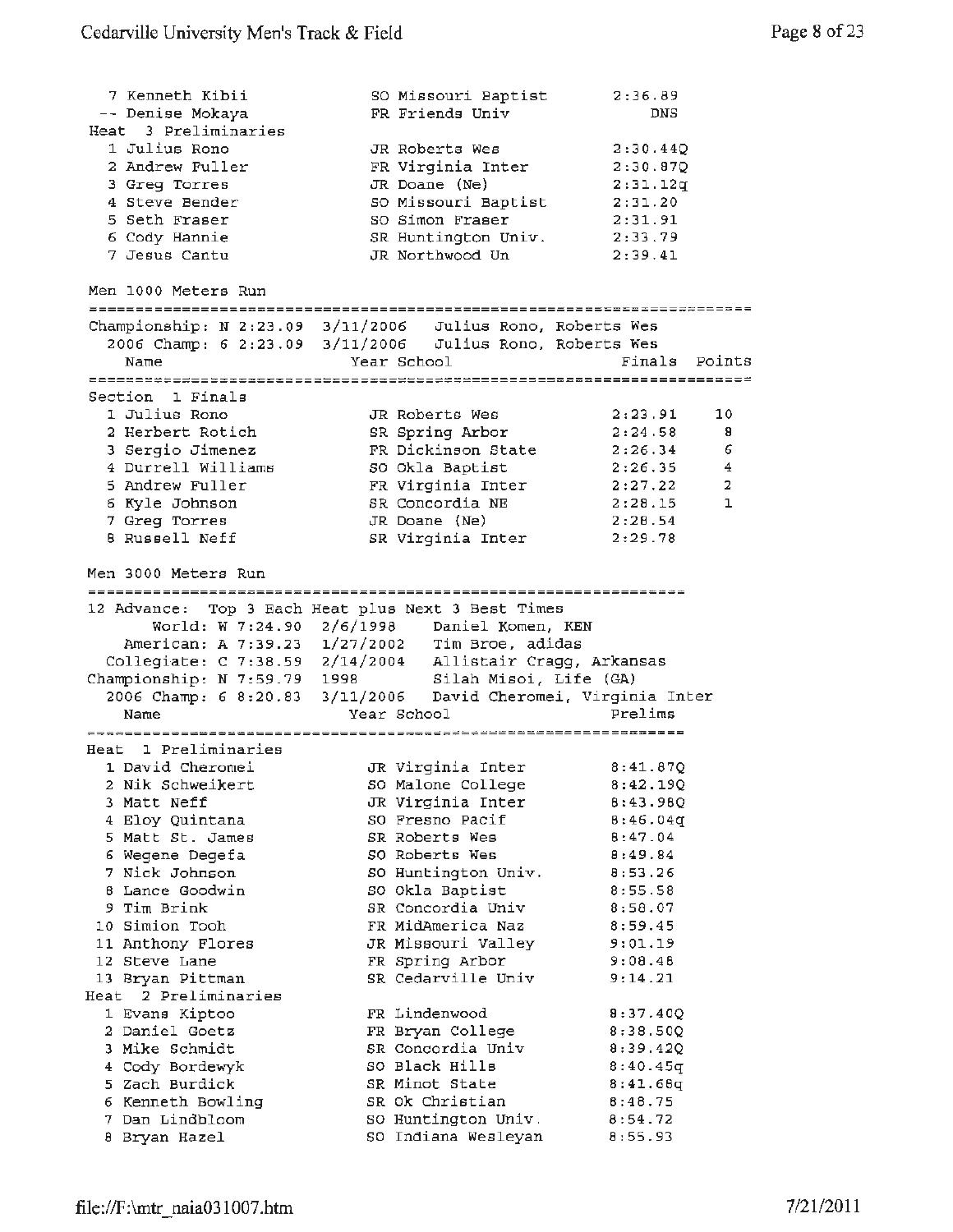| Place | Name | Year | School | Prelims |
|---|---|---|---|---|
| 7 | Kenneth Kibii | SO | Missouri Baptist | 2:36.89 |
| -- | Denise Mokaya | FR | Friends Univ | DNS |

**Heat 3 Preliminaries**

| Place | Name | Year | School | Prelims |
|---|---|---|---|---|
| 1 | Julius Rono | JR | Roberts Wes | 2:30.44Q |
| 2 | Andrew Fuller | FR | Virginia Inter | 2:30.87Q |
| 3 | Greg Torres | JR | Doane (Ne) | 2:31.12q |
| 4 | Steve Bender | SO | Missouri Baptist | 2:31.20 |
| 5 | Seth Fraser | SO | Simon Fraser | 2:31.91 |
| 6 | Cody Hannie | SR | Huntington Univ. | 2:33.79 |
| 7 | Jesus Cantu | JR | Northwood Un | 2:39.41 |

## Men 1000 Meters Run

Championship: N 2:23.09 3/11/2006 Julius Rono, Roberts Wes
2006 Champ: 6 2:23.09 3/11/2006 Julius Rono, Roberts Wes

**Section 1 Finals**

| Place | Name | Year | School | Finals | Points |
|---|---|---|---|---|---|
| 1 | Julius Rono | JR | Roberts Wes | 2:23.91 | 10 |
| 2 | Herbert Rotich | SR | Spring Arbor | 2:24.58 | 8 |
| 3 | Sergio Jimenez | FR | Dickinson State | 2:26.34 | 6 |
| 4 | Durrell Williams | SO | Okla Baptist | 2:26.35 | 4 |
| 5 | Andrew Fuller | FR | Virginia Inter | 2:27.22 | 2 |
| 6 | Kyle Johnson | SR | Concordia NE | 2:28.15 | 1 |
| 7 | Greg Torres | JR | Doane (Ne) | 2:28.54 | |
| 8 | Russell Neff | SR | Virginia Inter | 2:29.78 | |

## Men 3000 Meters Run

12 Advance: Top 3 Each Heat plus Next 3 Best Times
World: W 7:24.90 2/6/1998 Daniel Komen, KEN
American: A 7:39.23 1/27/2002 Tim Broe, adidas
Collegiate: C 7:38.59 2/14/2004 Allistair Cragg, Arkansas
Championship: N 7:59.79 1998 Silah Misoi, Life (GA)
2006 Champ: 6 8:20.83 3/11/2006 David Cheromei, Virginia Inter

**Heat 1 Preliminaries**

| Place | Name | Year | School | Prelims |
|---|---|---|---|---|
| 1 | David Cheromei | JR | Virginia Inter | 8:41.87Q |
| 2 | Nik Schweikert | SO | Malone College | 8:42.19Q |
| 3 | Matt Neff | JR | Virginia Inter | 8:43.98Q |
| 4 | Eloy Quintana | SO | Fresno Pacif | 8:46.04q |
| 5 | Matt St. James | SR | Roberts Wes | 8:47.04 |
| 6 | Wegene Degefa | SO | Roberts Wes | 8:49.84 |
| 7 | Nick Johnson | SO | Huntington Univ. | 8:53.26 |
| 8 | Lance Goodwin | SO | Okla Baptist | 8:55.58 |
| 9 | Tim Brink | SR | Concordia Univ | 8:58.07 |
| 10 | Simion Tooh | FR | MidAmerica Naz | 8:59.45 |
| 11 | Anthony Flores | JR | Missouri Valley | 9:01.19 |
| 12 | Steve Lane | FR | Spring Arbor | 9:08.48 |
| 13 | Bryan Pittman | SR | Cedarville Univ | 9:14.21 |

**Heat 2 Preliminaries**

| Place | Name | Year | School | Prelims |
|---|---|---|---|---|
| 1 | Evans Kiptoo | FR | Lindenwood | 8:37.40Q |
| 2 | Daniel Goetz | FR | Bryan College | 8:38.50Q |
| 3 | Mike Schmidt | SR | Concordia Univ | 8:39.42Q |
| 4 | Cody Bordewyk | SO | Black Hills | 8:40.45q |
| 5 | Zach Burdick | SR | Minot State | 8:41.66q |
| 6 | Kenneth Bowling | SR | Ok Christian | 8:48.75 |
| 7 | Dan Lindbloom | SO | Huntington Univ. | 8:54.72 |
| 8 | Bryan Hazel | SO | Indiana Wesleyan | 8:55.93 |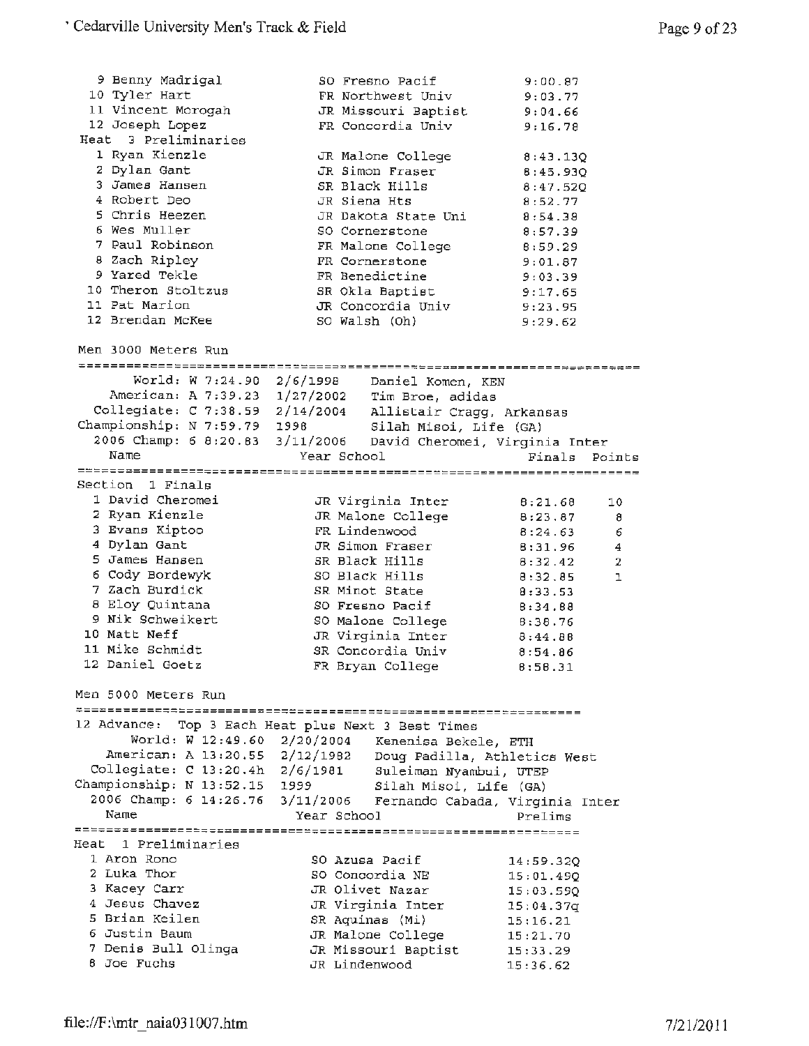| Place | Name | Year | School | Time |
|---|---|---|---|---|
| 9 | Benny Madrigal | SO | Fresno Pacif | 9:00.87 |
| 10 | Tyler Hart | FR | Northwest Univ | 9:03.77 |
| 11 | Vincent Morogah | JR | Missouri Baptist | 9:04.66 |
| 12 | Joseph Lopez | FR | Concordia Univ | 9:16.78 |

**Heat 3 Preliminaries**

| Place | Name | Year | School | Time |
|---|---|---|---|---|
| 1 | Ryan Kienzle | JR | Malone College | 8:43.13Q |
| 2 | Dylan Gant | JR | Simon Fraser | 8:45.93Q |
| 3 | James Hansen | SR | Black Hills | 8:47.52Q |
| 4 | Robert Deo | JR | Siena Hts | 8:52.77 |
| 5 | Chris Heezen | JR | Dakota State Uni | 8:54.38 |
| 6 | Wes Muller | SO | Cornerstone | 8:57.39 |
| 7 | Paul Robinson | FR | Malone College | 8:59.29 |
| 8 | Zach Ripley | FR | Cornerstone | 9:01.87 |
| 9 | Yared Tekle | FR | Benedictine | 9:03.39 |
| 10 | Theron Stoltzus | SR | Okla Baptist | 9:17.65 |
| 11 | Pat Marion | JR | Concordia Univ | 9:23.95 |
| 12 | Brendan McKee | SO | Walsh (Oh) | 9:29.62 |

## Men 3000 Meters Run

World: W 7:24.90 2/6/1998 Daniel Komen, KEN
American: A 7:39.23 1/27/2002 Tim Broe, adidas
Collegiate: C 7:38.59 2/14/2004 Allistair Cragg, Arkansas
Championship: N 7:59.79 1998 Silah Misoi, Life (GA)
2006 Champ: 6 8:20.83 3/11/2006 David Cheromei, Virginia Inter

**Section 1 Finals**

| Place | Name | Year | School | Finals | Points |
|---|---|---|---|---|---|
| 1 | David Cheromei | JR | Virginia Inter | 8:21.68 | 10 |
| 2 | Ryan Kienzle | JR | Malone College | 8:23.87 | 8 |
| 3 | Evans Kiptoo | FR | Lindenwood | 8:24.63 | 6 |
| 4 | Dylan Gant | JR | Simon Fraser | 8:31.96 | 4 |
| 5 | James Hansen | SR | Black Hills | 8:32.42 | 2 |
| 6 | Cody Bordewyk | SO | Black Hills | 8:32.85 | 1 |
| 7 | Zach Burdick | SR | Minot State | 8:33.53 | |
| 8 | Eloy Quintana | SO | Fresno Pacif | 8:34.88 | |
| 9 | Nik Schweikert | SO | Malone College | 8:38.76 | |
| 10 | Matt Neff | JR | Virginia Inter | 8:44.88 | |
| 11 | Mike Schmidt | SR | Concordia Univ | 8:54.86 | |
| 12 | Daniel Goetz | FR | Bryan College | 8:58.31 | |

## Men 5000 Meters Run

12 Advance: Top 3 Each Heat plus Next 3 Best Times
World: W 12:49.60 2/20/2004 Kenenisa Bekele, ETH
American: A 13:20.55 2/12/1982 Doug Padilla, Athletics West
Collegiate: C 13:20.4h 2/6/1981 Suleiman Nyambui, UTEP
Championship: N 13:52.15 1999 Silah Misoi, Life (GA)
2006 Champ: 6 14:26.76 3/11/2006 Fernando Cabada, Virginia Inter

**Heat 1 Preliminaries**

| Place | Name | Year | School | Prelims |
|---|---|---|---|---|
| 1 | Aron Rono | SO | Azusa Pacif | 14:59.32Q |
| 2 | Luka Thor | SO | Concordia NE | 15:01.49Q |
| 3 | Kacey Carr | JR | Olivet Nazar | 15:03.59Q |
| 4 | Jesus Chavez | JR | Virginia Inter | 15:04.37q |
| 5 | Brian Keilen | SR | Aquinas (Mi) | 15:16.21 |
| 6 | Justin Baum | JR | Malone College | 15:21.70 |
| 7 | Denis Bull Olinga | JR | Missouri Baptist | 15:33.29 |
| 8 | Joe Fuchs | JR | Lindenwood | 15:36.62 |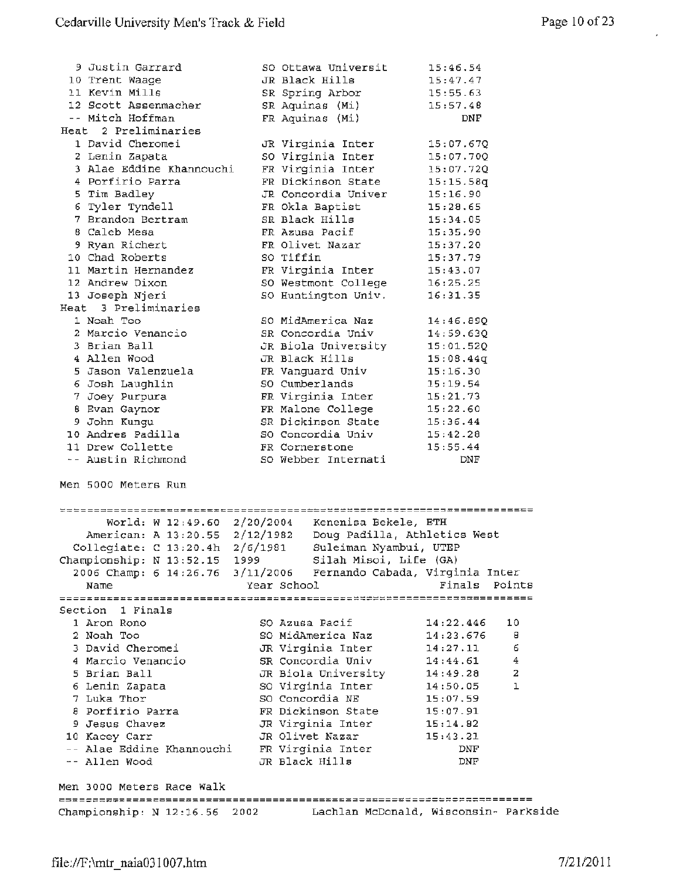| Place | Name | Year | School | Time |
|---|---|---|---|---|
| 9 | Justin Garrard | SO | Ottawa Universit | 15:46.54 |
| 10 | Trent Waage | JR | Black Hills | 15:47.47 |
| 11 | Kevin Mills | SR | Spring Arbor | 15:55.63 |
| 12 | Scott Assenmacher | SR | Aquinas (Mi) | 15:57.48 |
| -- | Mitch Hoffman | FR | Aquinas (Mi) | DNF |

**Heat 2 Preliminaries**

| Place | Name | Year | School | Time |
|---|---|---|---|---|
| 1 | David Cheromei | JR | Virginia Inter | 15:07.67Q |
| 2 | Lenin Zapata | SO | Virginia Inter | 15:07.70Q |
| 3 | Alae Eddine Khannouchi | FR | Virginia Inter | 15:07.72Q |
| 4 | Porfirio Parra | FR | Dickinson State | 15:15.58q |
| 5 | Tim Badley | JR | Concordia Univer | 15:16.90 |
| 6 | Tyler Tyndell | FR | Okla Baptist | 15:28.65 |
| 7 | Brandon Bertram | SR | Black Hills | 15:34.05 |
| 8 | Caleb Mesa | FR | Azusa Pacif | 15:35.90 |
| 9 | Ryan Richert | FR | Olivet Nazar | 15:37.20 |
| 10 | Chad Roberts | SO | Tiffin | 15:37.79 |
| 11 | Martin Hernandez | FR | Virginia Inter | 15:43.07 |
| 12 | Andrew Dixon | SO | Westmont College | 16:25.25 |
| 13 | Joseph Njeri | SO | Huntington Univ. | 16:31.35 |

**Heat 3 Preliminaries**

| Place | Name | Year | School | Time |
|---|---|---|---|---|
| 1 | Noah Too | SO | MidAmerica Naz | 14:46.89Q |
| 2 | Marcio Venancio | SR | Concordia Univ | 14:59.63Q |
| 3 | Brian Ball | JR | Biola University | 15:01.52Q |
| 4 | Allen Wood | JR | Black Hills | 15:08.44q |
| 5 | Jason Valenzuela | FR | Vanguard Univ | 15:16.30 |
| 6 | Josh Laughlin | SO | Cumberlands | 15:19.54 |
| 7 | Joey Purpura | FR | Virginia Inter | 15:21.73 |
| 8 | Evan Gaynor | FR | Malone College | 15:22.60 |
| 9 | John Kungu | SR | Dickinson State | 15:36.44 |
| 10 | Andres Padilla | SO | Concordia Univ | 15:42.28 |
| 11 | Drew Collette | FR | Cornerstone | 15:55.44 |
| -- | Austin Richmond | SO | Webber Internati | DNF |

## Men 5000 Meters Run

```
       World: W 12:49.60  2/20/2004   Kenenisa Bekele, ETH
    American: A 13:20.55  2/12/1982   Doug Padilla, Athletics West
  Collegiate: C 13:20.4h  2/6/1981    Suleiman Nyambui, UTEP
Championship: N 13:52.15  1999        Silah Misoi, Life (GA)
  2006 Champ: 6 14:26.76  3/11/2006   Fernando Cabada, Virginia Inter
```

**Section 1 Finals**

| Place | Name | Year | School | Finals | Points |
|---|---|---|---|---|---|
| 1 | Aron Rono | SO | Azusa Pacif | 14:22.44@ | 10 |
| 2 | Noah Too | SO | MidAmerica Naz | 14:23.67@ | 8 |
| 3 | David Cheromei | JR | Virginia Inter | 14:27.11 | 6 |
| 4 | Marcio Venancio | SR | Concordia Univ | 14:44.61 | 4 |
| 5 | Brian Ball | JR | Biola University | 14:49.28 | 2 |
| 6 | Lenin Zapata | SO | Virginia Inter | 14:50.05 | 1 |
| 7 | Luka Thor | SO | Concordia NE | 15:07.59 | |
| 8 | Porfirio Parra | FR | Dickinson State | 15:07.91 | |
| 9 | Jesus Chavez | JR | Virginia Inter | 15:14.82 | |
| 10 | Kacey Carr | JR | Olivet Nazar | 15:43.21 | |
| -- | Alae Eddine Khannouchi | FR | Virginia Inter | DNF | |
| -- | Allen Wood | JR | Black Hills | DNF | |

## Men 3000 Meters Race Walk

```
Championship: N 12:16.56  2002        Lachlan McDonald, Wisconsin- Parkside
```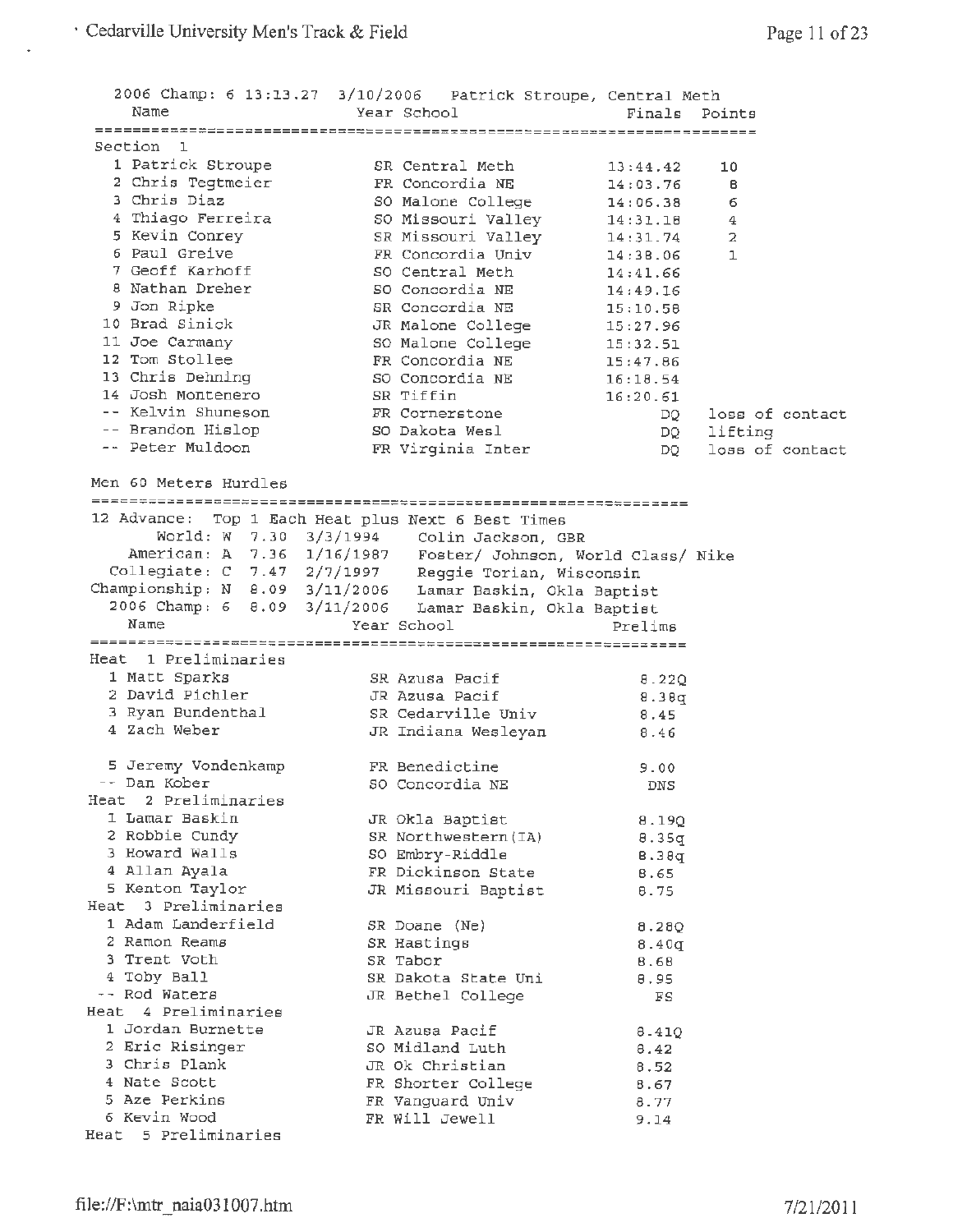2006 Champ: 6 13:13.27 3/10/2006 Patrick Stroupe, Central Meth

| | Name | Year | School | Finals | Points |
|---|---|---|---|---|---|
| **Section 1** | | | | | |
| 1 | Patrick Stroupe | SR | Central Meth | 13:44.42 | 10 |
| 2 | Chris Tegtmeier | FR | Concordia NE | 14:03.76 | 8 |
| 3 | Chris Diaz | SO | Malone College | 14:06.38 | 6 |
| 4 | Thiago Ferreira | SO | Missouri Valley | 14:31.18 | 4 |
| 5 | Kevin Conrey | SR | Missouri Valley | 14:31.74 | 2 |
| 6 | Paul Greive | FR | Concordia Univ | 14:38.06 | 1 |
| 7 | Geoff Karhoff | SO | Central Meth | 14:41.66 | |
| 8 | Nathan Dreher | SO | Concordia NE | 14:49.16 | |
| 9 | Jon Ripke | SR | Concordia NE | 15:10.58 | |
| 10 | Brad Sinick | JR | Malone College | 15:27.96 | |
| 11 | Joe Carmany | SO | Malone College | 15:32.51 | |
| 12 | Tom Stollee | FR | Concordia NE | 15:47.86 | |
| 13 | Chris Dehning | SO | Concordia NE | 16:18.54 | |
| 14 | Josh Montenero | SR | Tiffin | 16:20.61 | |
| -- | Kelvin Shuneson | FR | Cornerstone | DQ | loss of contact |
| -- | Brandon Hislop | SO | Dakota Wesl | DQ | lifting |
| -- | Peter Muldoon | FR | Virginia Inter | DQ | loss of contact |

## Men 60 Meters Hurdles

12 Advance: Top 1 Each Heat plus Next 6 Best Times

- World: W 7.30 3/3/1994 Colin Jackson, GBR
- American: A 7.36 1/16/1987 Foster/ Johnson, World Class/ Nike
- Collegiate: C 7.47 2/7/1997 Reggie Torian, Wisconsin
- Championship: N 8.09 3/11/2006 Lamar Baskin, Okla Baptist
- 2006 Champ: 6 8.09 3/11/2006 Lamar Baskin, Okla Baptist

| | Name | Year | School | Prelims |
|---|---|---|---|---|
| **Heat 1 Preliminaries** | | | | |
| 1 | Matt Sparks | SR | Azusa Pacif | 8.22Q |
| 2 | David Pichler | JR | Azusa Pacif | 8.38q |
| 3 | Ryan Bundenthal | SR | Cedarville Univ | 8.45 |
| 4 | Zach Weber | JR | Indiana Wesleyan | 8.46 |
| 5 | Jeremy Vondenkamp | FR | Benedictine | 9.00 |
| -- | Dan Kober | SO | Concordia NE | DNS |
| **Heat 2 Preliminaries** | | | | |
| 1 | Lamar Baskin | JR | Okla Baptist | 8.19Q |
| 2 | Robbie Cundy | SR | Northwestern(IA) | 8.35q |
| 3 | Howard Walls | SO | Embry-Riddle | 8.38q |
| 4 | Allan Ayala | FR | Dickinson State | 8.65 |
| 5 | Kenton Taylor | JR | Missouri Baptist | 8.75 |
| **Heat 3 Preliminaries** | | | | |
| 1 | Adam Landerfield | SR | Doane (Ne) | 8.28Q |
| 2 | Ramon Reams | SR | Hastings | 8.40q |
| 3 | Trent Voth | SR | Tabor | 8.68 |
| 4 | Toby Ball | SR | Dakota State Uni | 8.95 |
| -- | Rod Waters | JR | Bethel College | FS |
| **Heat 4 Preliminaries** | | | | |
| 1 | Jordan Burnette | JR | Azusa Pacif | 8.41Q |
| 2 | Eric Risinger | SO | Midland Luth | 8.42 |
| 3 | Chris Plank | JR | Ok Christian | 8.52 |
| 4 | Nate Scott | FR | Shorter College | 8.67 |
| 5 | Aze Perkins | FR | Vanguard Univ | 8.77 |
| 6 | Kevin Wood | FR | Will Jewell | 9.14 |
| **Heat 5 Preliminaries** | | | | |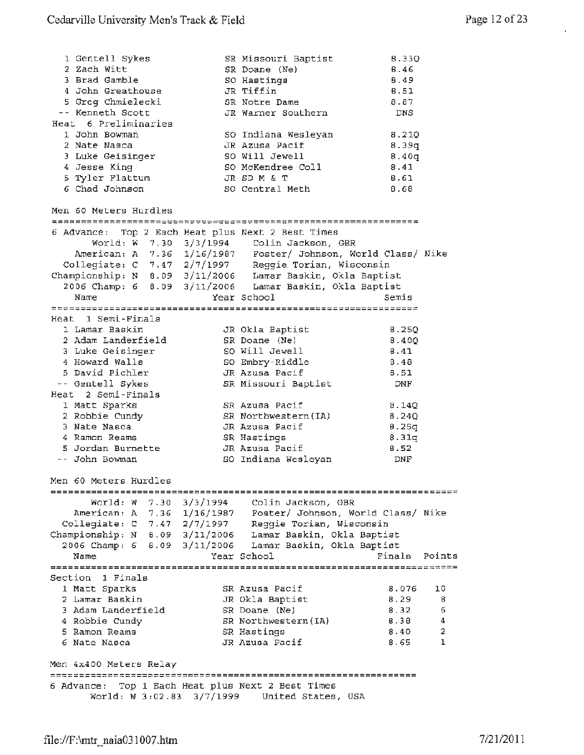| | Name | Year | School | Prelims |
|---|---|---|---|---|
| 1 | Gentell Sykes | SR | Missouri Baptist | 8.33Q |
| 2 | Zach Witt | SR | Doane (Ne) | 8.46 |
| 3 | Brad Gamble | SO | Hastings | 8.49 |
| 4 | John Greathouse | JR | Tiffin | 8.51 |
| 5 | Greg Chmielecki | SR | Notre Dame | 8.87 |
| -- | Kenneth Scott | JR | Warner Southern | DNS |

**Heat 6 Preliminaries**

| | Name | Year | School | Prelims |
|---|---|---|---|---|
| 1 | John Bowman | SO | Indiana Wesleyan | 8.21Q |
| 2 | Nate Nasca | JR | Azusa Pacif | 8.39q |
| 3 | Luke Geisinger | SO | Will Jewell | 8.40q |
| 4 | Jesse King | SO | McKendree Coll | 8.41 |
| 5 | Tyler Flattum | JR | SD M & T | 8.61 |
| 6 | Chad Johnson | SO | Central Meth | 8.68 |

## Men 60 Meters Hurdles

6 Advance: Top 2 Each Heat plus Next 2 Best Times

```
        World: W  7.30  3/3/1994    Colin Jackson, GBR
     American: A  7.36  1/16/1987   Foster/ Johnson, World Class/ Nike
   Collegiate: C  7.47  2/7/1997    Reggie Torian, Wisconsin
 Championship: N  8.09  3/11/2006   Lamar Baskin, Okla Baptist
   2006 Champ: 6  8.09  3/11/2006   Lamar Baskin, Okla Baptist
```

**Heat 1 Semi-Finals**

| | Name | Year | School | Semis |
|---|---|---|---|---|
| 1 | Lamar Baskin | JR | Okla Baptist | 8.25Q |
| 2 | Adam Landerfield | SR | Doane (Ne) | 8.40Q |
| 3 | Luke Geisinger | SO | Will Jewell | 8.41 |
| 4 | Howard Walls | SO | Embry-Riddle | 8.48 |
| 5 | David Pichler | JR | Azusa Pacif | 8.51 |
| -- | Gentell Sykes | SR | Missouri Baptist | DNF |

**Heat 2 Semi-Finals**

| | Name | Year | School | Semis |
|---|---|---|---|---|
| 1 | Matt Sparks | SR | Azusa Pacif | 8.14Q |
| 2 | Robbie Cundy | SR | Northwestern(IA) | 8.24Q |
| 3 | Nate Nasca | JR | Azusa Pacif | 8.25q |
| 4 | Ramon Reams | SR | Hastings | 8.31q |
| 5 | Jordan Burnette | JR | Azusa Pacif | 8.52 |
| -- | John Bowman | SO | Indiana Wesleyan | DNF |

## Men 60 Meters Hurdles

```
        World: W  7.30  3/3/1994    Colin Jackson, GBR
     American: A  7.36  1/16/1987   Foster/ Johnson, World Class/ Nike
   Collegiate: C  7.47  2/7/1997    Reggie Torian, Wisconsin
 Championship: N  8.09  3/11/2006   Lamar Baskin, Okla Baptist
   2006 Champ: 6  8.09  3/11/2006   Lamar Baskin, Okla Baptist
```

**Section 1 Finals**

| | Name | Year | School | Finals | Points |
|---|---|---|---|---|---|
| 1 | Matt Sparks | SR | Azusa Pacif | 8.076 | 10 |
| 2 | Lamar Baskin | JR | Okla Baptist | 8.29 | 8 |
| 3 | Adam Landerfield | SR | Doane (Ne) | 8.32 | 6 |
| 4 | Robbie Cundy | SR | Northwestern(IA) | 8.38 | 4 |
| 5 | Ramon Reams | SR | Hastings | 8.40 | 2 |
| 6 | Nate Nasca | JR | Azusa Pacif | 8.65 | 1 |

## Men 4x400 Meters Relay

6 Advance: Top 1 Each Heat plus Next 2 Best Times

```
        World: W 3:02.83  3/7/1999    United States, USA
```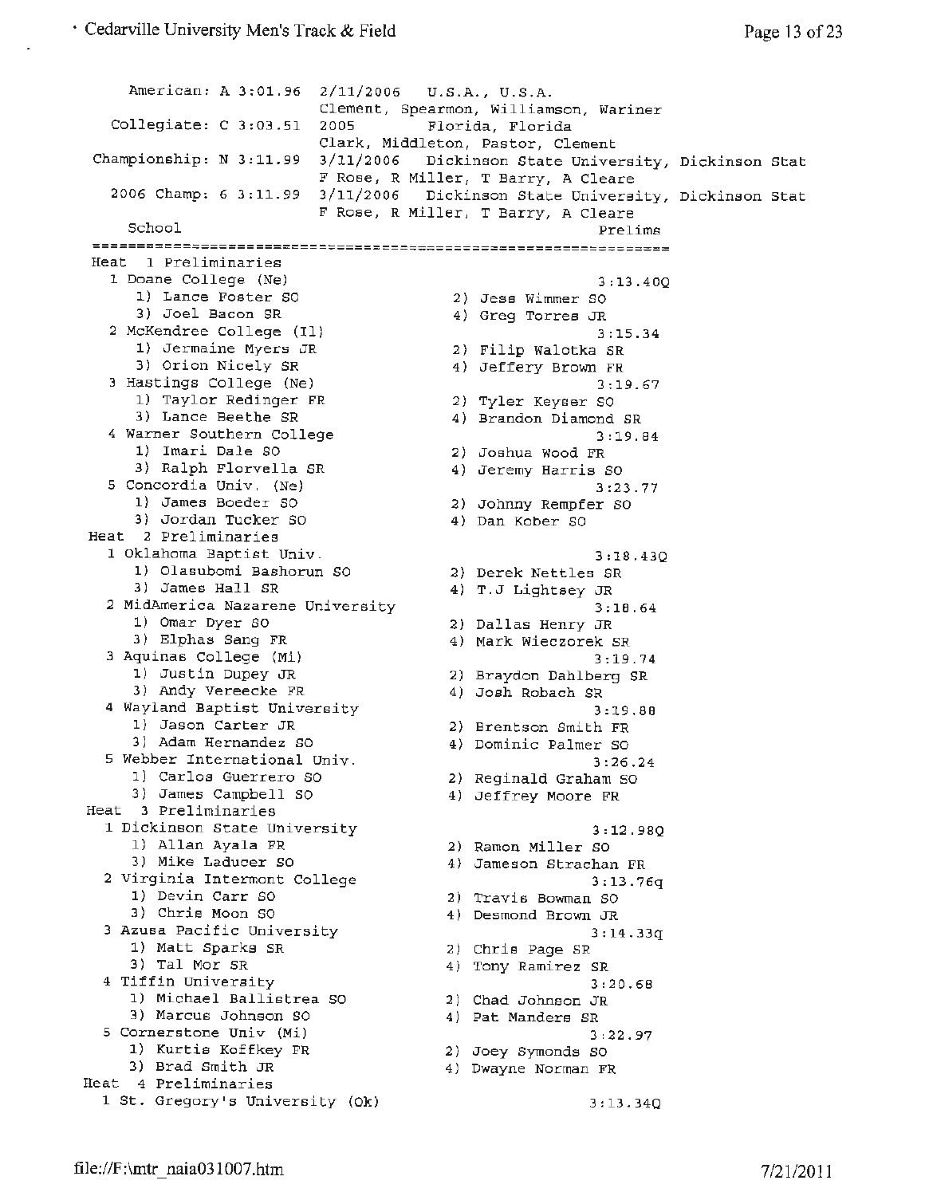```
   American: A 3:01.96  2/11/2006   U.S.A., U.S.A.
                        Clement, Spearmon, Williamson, Wariner
 Collegiate: C 3:03.51  2005        Florida, Florida
                        Clark, Middleton, Pastor, Clement
Championship: N 3:11.99 3/11/2006   Dickinson State University, Dickinson Stat
                        F Rose, R Miller, T Barry, A Cleare
  2006 Champ: 6 3:11.99 3/11/2006   Dickinson State University, Dickinson Stat
                        F Rose, R Miller, T Barry, A Cleare
   School                                                  Prelims
=================================================================
Heat  1 Preliminaries
  1 Doane College (Ne)                                    3:13.40Q
     1) Lance Foster SO                2) Jess Wimmer SO
     3) Joel Bacon SR                  4) Greg Torres JR
  2 McKendree College (Il)                                3:15.34
     1) Jermaine Myers JR              2) Filip Walotka SR
     3) Orion Nicely SR                4) Jeffery Brown FR
  3 Hastings College (Ne)                                 3:19.67
     1) Taylor Redinger FR             2) Tyler Keyser SO
     3) Lance Beethe SR                4) Brandon Diamond SR
  4 Warner Southern College                               3:19.84
     1) Imari Dale SO                  2) Joshua Wood FR
     3) Ralph Florvella SR             4) Jeremy Harris SO
  5 Concordia Univ. (Ne)                                  3:23.77
     1) James Boeder SO                2) Johnny Rempfer SO
     3) Jordan Tucker SO               4) Dan Kober SO
Heat  2 Preliminaries
  1 Oklahoma Baptist Univ.                                3:18.43Q
     1) Olasubomi Bashorun SO          2) Derek Nettles SR
     3) James Hall SR                  4) T.J Lightsey JR
  2 MidAmerica Nazarene University                        3:18.64
     1) Omar Dyer SO                   2) Dallas Henry JR
     3) Elphas Sang FR                 4) Mark Wieczorek SR
  3 Aquinas College (Mi)                                  3:19.74
     1) Justin Dupey JR                2) Braydon Dahlberg SR
     3) Andy Vereecke FR               4) Josh Robach SR
  4 Wayland Baptist University                            3:19.88
     1) Jason Carter JR                2) Brentson Smith FR
     3) Adam Hernandez SO              4) Dominic Palmer SO
  5 Webber International Univ.                            3:26.24
     1) Carlos Guerrero SO             2) Reginald Graham SO
     3) James Campbell SO              4) Jeffrey Moore FR
Heat  3 Preliminaries
  1 Dickinson State University                            3:12.98Q
     1) Allan Ayala FR                 2) Ramon Miller SO
     3) Mike Laducer SO                4) Jameson Strachan FR
  2 Virginia Intermont College                            3:13.76q
     1) Devin Carr SO                  2) Travis Bowman SO
     3) Chris Moon SO                  4) Desmond Brown JR
  3 Azusa Pacific University                              3:14.33q
     1) Matt Sparks SR                 2) Chris Page SR
     3) Tal Mor SR                     4) Tony Ramirez SR
  4 Tiffin University                                     3:20.68
     1) Michael Ballistrea SO          2) Chad Johnson JR
     3) Marcus Johnson SO              4) Pat Manders SR
  5 Cornerstone Univ (Mi)                                 3:22.97
     1) Kurtis Koffkey FR              2) Joey Symonds SO
     3) Brad Smith JR                  4) Dwayne Norman FR
Heat  4 Preliminaries
  1 St. Gregory's University (Ok)                         3:13.34Q
```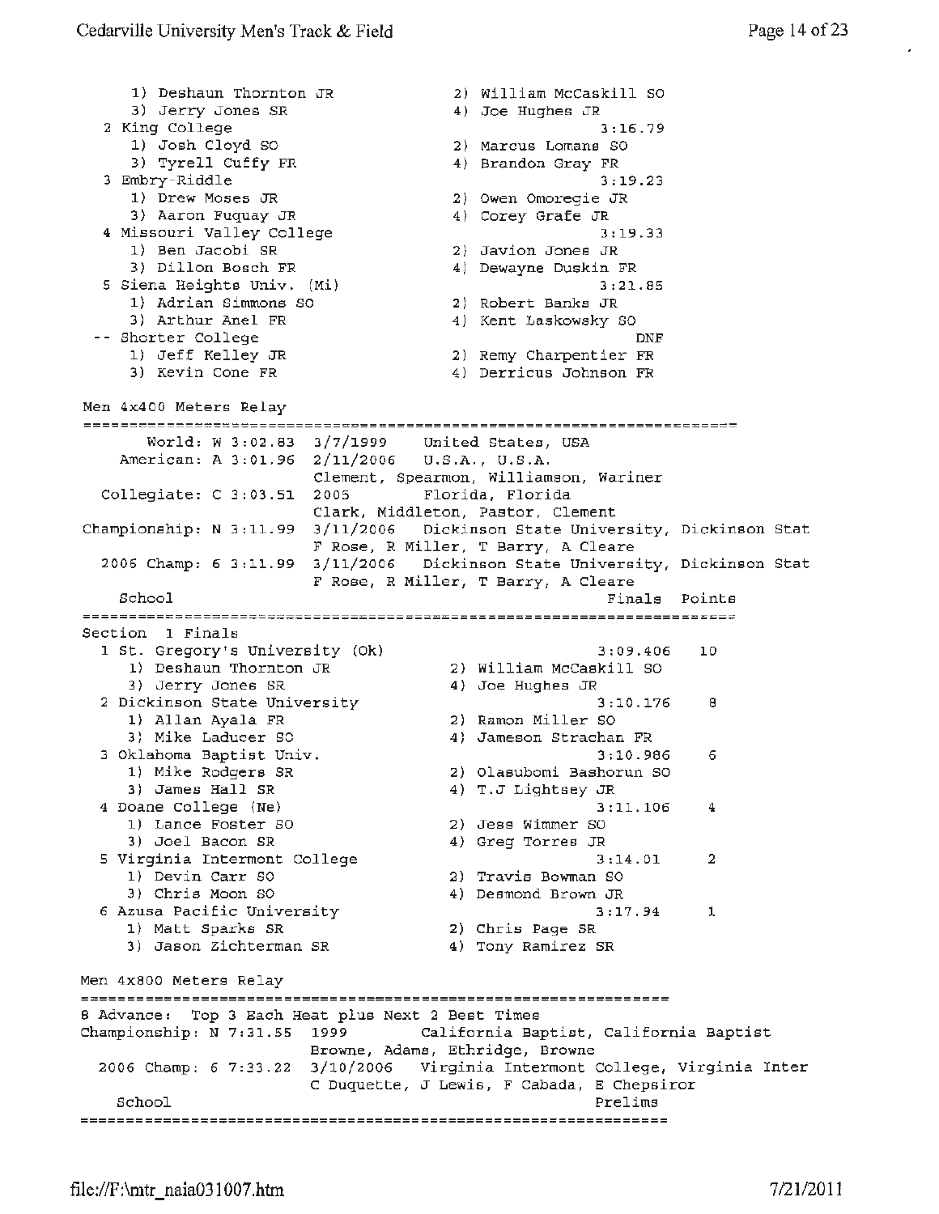1) Deshaun Thornton JR | 2) William McCaskill SO
3) Jerry Jones SR | 4) Joe Hughes JR

2 King College 3:16.79
1) Josh Cloyd SO | 2) Marcus Lomans SO
3) Tyrell Cuffy FR | 4) Brandon Gray FR

3 Embry-Riddle 3:19.23
1) Drew Moses JR | 2) Owen Omoregie JR
3) Aaron Fuquay JR | 4) Corey Grafe JR

4 Missouri Valley College 3:19.33
1) Ben Jacobi SR | 2) Javion Jones JR
3) Dillon Bosch FR | 4) Dewayne Duskin FR

5 Siena Heights Univ. (Mi) 3:21.85
1) Adrian Simmons SO | 2) Robert Banks JR
3) Arthur Anel FR | 4) Kent Laskowsky SO

-- Shorter College DNF
1) Jeff Kelley JR | 2) Remy Charpentier FR
3) Kevin Cone FR | 4) Derricus Johnson FR

## Men 4x400 Meters Relay

```
       World: W 3:02.83  3/7/1999    United States, USA
    American: A 3:01.96  2/11/2006   U.S.A., U.S.A.
                         Clement, Spearmon, Williamson, Wariner
  Collegiate: C 3:03.51  2005        Florida, Florida
                         Clark, Middleton, Pastor, Clement
Championship: N 3:11.99  3/11/2006   Dickinson State University, Dickinson Stat
                         F Rose, R Miller, T Barry, A Cleare
  2006 Champ: 6 3:11.99  3/11/2006   Dickinson State University, Dickinson Stat
                         F Rose, R Miller, T Barry, A Cleare
```

| School | Finals | Points |
|---|---|---|
| **Section 1 Finals** | | |
| 1 St. Gregory's University (Ok) | 3:09.406 | 10 |
| 1) Deshaun Thornton JR; 2) William McCaskill SO; 3) Jerry Jones SR; 4) Joe Hughes JR | | |
| 2 Dickinson State University | 3:10.176 | 8 |
| 1) Allan Ayala FR; 2) Ramon Miller SO; 3) Mike Laducer SO; 4) Jameson Strachan FR | | |
| 3 Oklahoma Baptist Univ. | 3:10.986 | 6 |
| 1) Mike Rodgers SR; 2) Olasubomi Bashorun SO; 3) James Hall SR; 4) T.J Lightsey JR | | |
| 4 Doane College (Ne) | 3:11.106 | 4 |
| 1) Lance Foster SO; 2) Jess Wimmer SO; 3) Joel Bacon SR; 4) Greg Torres JR | | |
| 5 Virginia Intermont College | 3:14.01 | 2 |
| 1) Devin Carr SO; 2) Travis Bowman SO; 3) Chris Moon SO; 4) Desmond Brown JR | | |
| 6 Azusa Pacific University | 3:17.94 | 1 |
| 1) Matt Sparks SR; 2) Chris Page SR; 3) Jason Zichterman SR; 4) Tony Ramirez SR | | |

## Men 4x800 Meters Relay

```
8 Advance:  Top 3 Each Heat plus Next 2 Best Times
Championship: N 7:31.55  1999        California Baptist, California Baptist
                         Browne, Adams, Ethridge, Browne
  2006 Champ: 6 7:33.22  3/10/2006   Virginia Intermont College, Virginia Inter
                         C Duquette, J Lewis, F Cabada, E Chepsiror
```

| School | Prelims |
|---|---|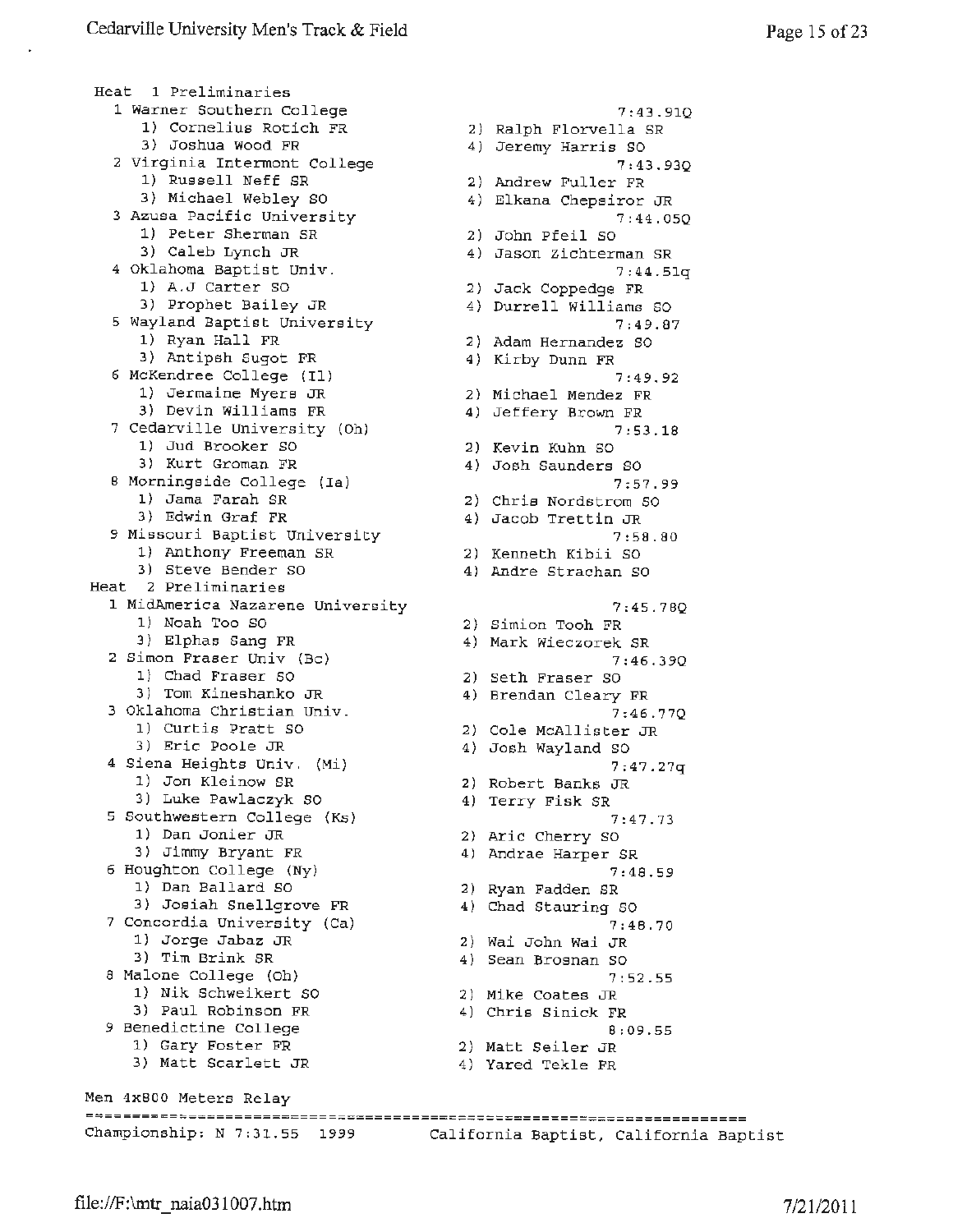## Heat 1 Preliminaries

1. Warner Southern College — 7:43.91Q
   1) Cornelius Rotich FR
   2) Ralph Florvella SR
   3) Joshua Wood FR
   4) Jeremy Harris SO
2. Virginia Intermont College — 7:43.93Q
   1) Russell Neff SR
   2) Andrew Fuller FR
   3) Michael Webley SO
   4) Elkana Chepsiror JR
3. Azusa Pacific University — 7:44.05Q
   1) Peter Sherman SR
   2) John Pfeil SO
   3) Caleb Lynch JR
   4) Jason Zichterman SR
4. Oklahoma Baptist Univ. — 7:44.51q
   1) A.J Carter SO
   2) Jack Coppedge FR
   3) Prophet Bailey JR
   4) Durrell Williams SO
5. Wayland Baptist University — 7:49.87
   1) Ryan Hall FR
   2) Adam Hernandez SO
   3) Antipsh Sugot FR
   4) Kirby Dunn FR
6. McKendree College (Il) — 7:49.92
   1) Jermaine Myers JR
   2) Michael Mendez FR
   3) Devin Williams FR
   4) Jeffery Brown FR
7. Cedarville University (Oh) — 7:53.18
   1) Jud Brooker SO
   2) Kevin Kuhn SO
   3) Kurt Groman FR
   4) Josh Saunders SO
8. Morningside College (Ia) — 7:57.99
   1) Jama Farah SR
   2) Chris Nordstrom SO
   3) Edwin Graf FR
   4) Jacob Trettin JR
9. Missouri Baptist University — 7:58.80
   1) Anthony Freeman SR
   2) Kenneth Kibii SO
   3) Steve Bender SO
   4) Andre Strachan SO

## Heat 2 Preliminaries

1. MidAmerica Nazarene University — 7:45.78Q
   1) Noah Too SO
   2) Simion Tooh FR
   3) Elphas Sang FR
   4) Mark Wieczorek SR
2. Simon Fraser Univ (Bc) — 7:46.39Q
   1) Chad Fraser SO
   2) Seth Fraser SO
   3) Tom Kineshanko JR
   4) Brendan Cleary FR
3. Oklahoma Christian Univ. — 7:46.77Q
   1) Curtis Pratt SO
   2) Cole McAllister JR
   3) Eric Poole JR
   4) Josh Wayland SO
4. Siena Heights Univ. (Mi) — 7:47.27q
   1) Jon Kleinow SR
   2) Robert Banks JR
   3) Luke Pawlaczyk SO
   4) Terry Fisk SR
5. Southwestern College (Ks) — 7:47.73
   1) Dan Jonier JR
   2) Aric Cherry SO
   3) Jimmy Bryant FR
   4) Andrae Harper SR
6. Houghton College (Ny) — 7:48.59
   1) Dan Ballard SO
   2) Ryan Fadden SR
   3) Josiah Snellgrove FR
   4) Chad Stauring SO
7. Concordia University (Ca) — 7:48.70
   1) Jorge Jabaz JR
   2) Wai John Wai JR
   3) Tim Brink SR
   4) Sean Brosnan SO
8. Malone College (Oh) — 7:52.55
   1) Nik Schweikert SO
   2) Mike Coates JR
   3) Paul Robinson FR
   4) Chris Sinick FR
9. Benedictine College — 8:09.55
   1) Gary Foster FR
   2) Matt Seiler JR
   3) Matt Scarlett JR
   4) Yared Tekle FR

## Men 4x800 Meters Relay

Championship: N 7:31.55 1999 California Baptist, California Baptist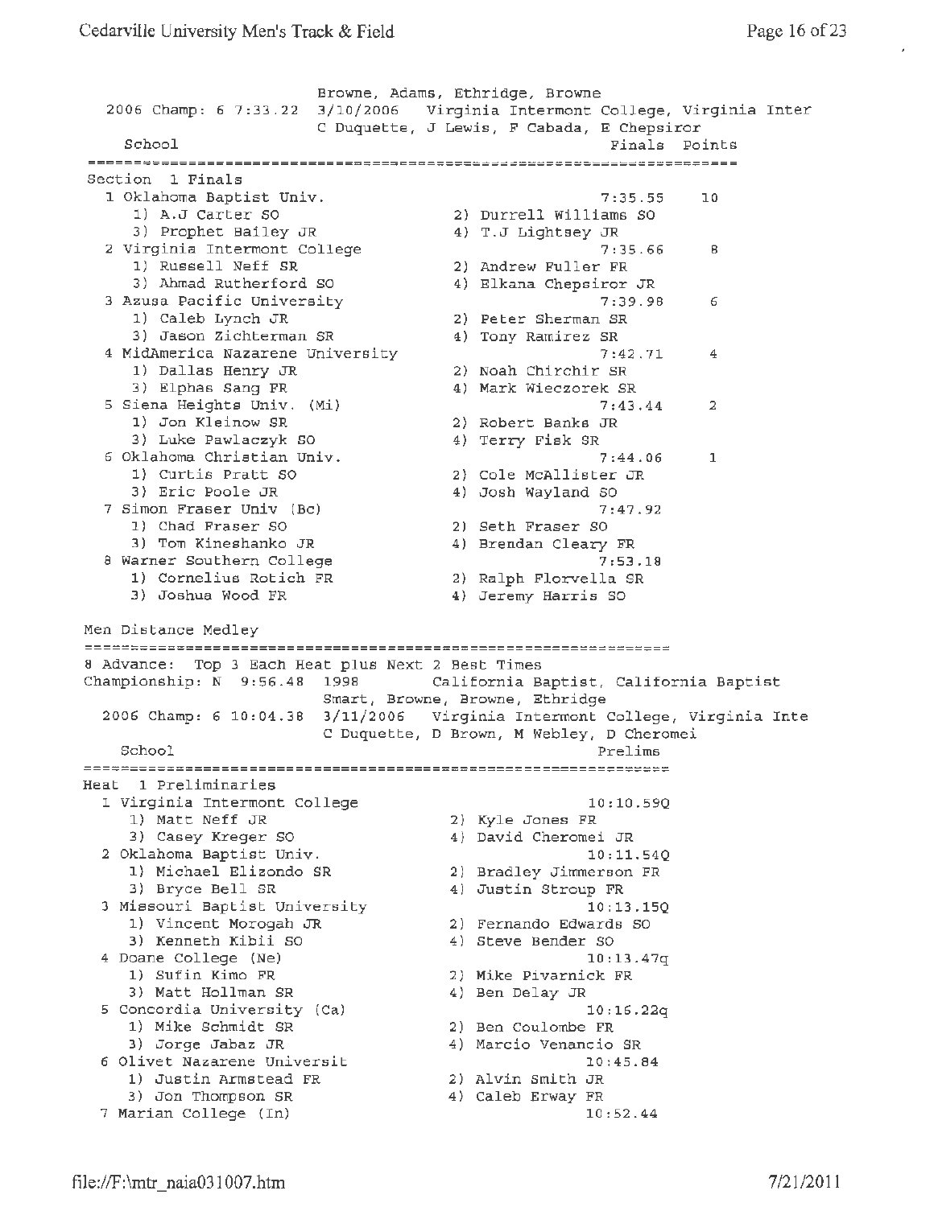Browne, Adams, Ethridge, Browne
2006 Champ: 6 7:33.22 3/10/2006 Virginia Intermont College, Virginia Inter
C Duquette, J Lewis, F Cabada, E Chepsiror

| School | Finals | Points |
|---|---|---|

**Section 1 Finals**

| Place | School | Finals | Points |
|---|---|---|---|
| 1 | Oklahoma Baptist Univ. | 7:35.55 | 10 |
| | 1) A.J Carter SO, 2) Durrell Williams SO, 3) Prophet Bailey JR, 4) T.J Lightsey JR | | |
| 2 | Virginia Intermont College | 7:35.66 | 8 |
| | 1) Russell Neff SR, 2) Andrew Fuller FR, 3) Ahmad Rutherford SO, 4) Elkana Chepsiror JR | | |
| 3 | Azusa Pacific University | 7:39.98 | 6 |
| | 1) Caleb Lynch JR, 2) Peter Sherman SR, 3) Jason Zichterman SR, 4) Tony Ramirez SR | | |
| 4 | MidAmerica Nazarene University | 7:42.71 | 4 |
| | 1) Dallas Henry JR, 2) Noah Chirchir SR, 3) Elphas Sang FR, 4) Mark Wieczorek SR | | |
| 5 | Siena Heights Univ. (Mi) | 7:43.44 | 2 |
| | 1) Jon Kleinow SR, 2) Robert Banks JR, 3) Luke Pawlaczyk SO, 4) Terry Fisk SR | | |
| 6 | Oklahoma Christian Univ. | 7:44.06 | 1 |
| | 1) Curtis Pratt SO, 2) Cole McAllister JR, 3) Eric Poole JR, 4) Josh Wayland SO | | |
| 7 | Simon Fraser Univ (Bc) | 7:47.92 | |
| | 1) Chad Fraser SO, 2) Seth Fraser SO, 3) Tom Kineshanko JR, 4) Brendan Cleary FR | | |
| 8 | Warner Southern College | 7:53.18 | |
| | 1) Cornelius Rotich FR, 2) Ralph Florvella SR, 3) Joshua Wood FR, 4) Jeremy Harris SO | | |

## Men Distance Medley

8 Advance: Top 3 Each Heat plus Next 2 Best Times
Championship: N 9:56.48 1998 California Baptist, California Baptist
Smart, Browne, Browne, Ethridge
2006 Champ: 6 10:04.38 3/11/2006 Virginia Intermont College, Virginia Inte
C Duquette, D Brown, M Webley, D Cheromei

**Heat 1 Preliminaries**

| Place | School | Prelims |
|---|---|---|
| 1 | Virginia Intermont College | 10:10.59Q |
| | 1) Matt Neff JR, 2) Kyle Jones FR, 3) Casey Kreger SO, 4) David Cheromei JR | |
| 2 | Oklahoma Baptist Univ. | 10:11.54Q |
| | 1) Michael Elizondo SR, 2) Bradley Jimmerson FR, 3) Bryce Bell SR, 4) Justin Stroup FR | |
| 3 | Missouri Baptist University | 10:13.15Q |
| | 1) Vincent Morogah JR, 2) Fernando Edwards SO, 3) Kenneth Kibii SO, 4) Steve Bender SO | |
| 4 | Doane College (Ne) | 10:13.47q |
| | 1) Sufin Kimo FR, 2) Mike Pivarnick FR, 3) Matt Hollman SR, 4) Ben Delay JR | |
| 5 | Concordia University (Ca) | 10:16.22q |
| | 1) Mike Schmidt SR, 2) Ben Coulombe FR, 3) Jorge Jabaz JR, 4) Marcio Venancio SR | |
| 6 | Olivet Nazarene Universit | 10:45.84 |
| | 1) Justin Armstead FR, 2) Alvin Smith JR, 3) Jon Thompson SR, 4) Caleb Erway FR | |
| 7 | Marian College (In) | 10:52.44 |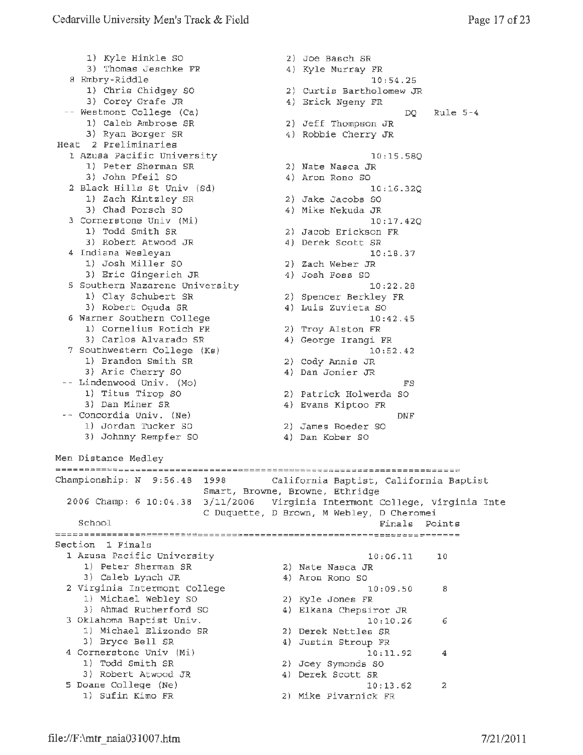```
      1) Kyle Hinkle SO                     2) Joe Basch SR
      3) Thomas Jeschke FR                  4) Kyle Murray FR
   8 Embry-Riddle                                    10:54.25
      1) Chris Chidgey SO                   2) Curtis Bartholomew JR
      3) Corey Grafe JR                     4) Erick Ngeny FR
  -- Westmont College (Ca)                               DQ   Rule 5-4
      1) Caleb Ambrose SR                   2) Jeff Thompson JR
      3) Ryan Borger SR                     4) Robbie Cherry JR
 Heat  2 Preliminaries
   1 Azusa Pacific University                         10:15.58Q
      1) Peter Sherman SR                   2) Nate Nasca JR
      3) John Pfeil SO                      4) Aron Rono SO
   2 Black Hills St Univ (Sd)                         10:16.32Q
      1) Zach Kintzley SR                   2) Jake Jacobs SO
      3) Chad Porsch SO                     4) Mike Nekuda JR
   3 Cornerstone Univ (Mi)                            10:17.42Q
      1) Todd Smith SR                      2) Jacob Erickson FR
      3) Robert Atwood JR                   4) Derek Scott SR
   4 Indiana Wesleyan                                 10:18.37
      1) Josh Miller SO                     2) Zach Weber JR
      3) Eric Gingerich JR                  4) Josh Foss SO
   5 Southern Nazarene University                     10:22.28
      1) Clay Schubert SR                   2) Spencer Berkley FR
      3) Robert Oguda SR                    4) Luis Zuvieta SO
   6 Warner Southern College                          10:42.45
      1) Cornelius Rotich FR                2) Troy Alston FR
      3) Carlos Alvarado SR                 4) George Irangi FR
   7 Southwestern College (Ks)                        10:52.42
      1) Brandon Smith SR                   2) Cody Annis JR
      3) Aric Cherry SO                     4) Dan Jonier JR
  -- Lindenwood Univ. (Mo)                                FS
      1) Titus Tirop SO                     2) Patrick Holwerda SO
      3) Dan Miner SR                       4) Evans Kiptoo FR
  -- Concordia Univ. (Ne)                                DNF
      1) Jordan Tucker SO                   2) James Boeder SO
      3) Johnny Rempfer SO                  4) Dan Kober SO
```

Men Distance Medley

```
=====================================================================
Championship: N  9:56.48  1998       California Baptist, California Baptist
                          Smart, Browne, Browne, Ethridge
  2006 Champ: 6 10:04.38  3/11/2006   Virginia Intermont College, Virginia Inte
                          C Duquette, D Brown, M Webley, D Cheromei
    School                                            Finals  Points
=====================================================================
Section  1 Finals
  1 Azusa Pacific University                        10:06.11    10
      1) Peter Sherman SR                   2) Nate Nasca JR
      3) Caleb Lynch JR                     4) Aron Rono SO
  2 Virginia Intermont College                      10:09.50     8
      1) Michael Webley SO                  2) Kyle Jones FR
      3) Ahmad Rutherford SO                4) Elkana Chepsiror JR
  3 Oklahoma Baptist Univ.                          10:10.26     6
      1) Michael Elizondo SR                2) Derek Nettles SR
      3) Bryce Bell SR                      4) Justin Stroup FR
  4 Cornerstone Univ (Mi)                           10:11.92     4
      1) Todd Smith SR                      2) Joey Symonds SO
      3) Robert Atwood JR                   4) Derek Scott SR
  5 Doane College (Ne)                              10:13.62     2
      1) Sufin Kimo FR                      2) Mike Pivarnick FR
```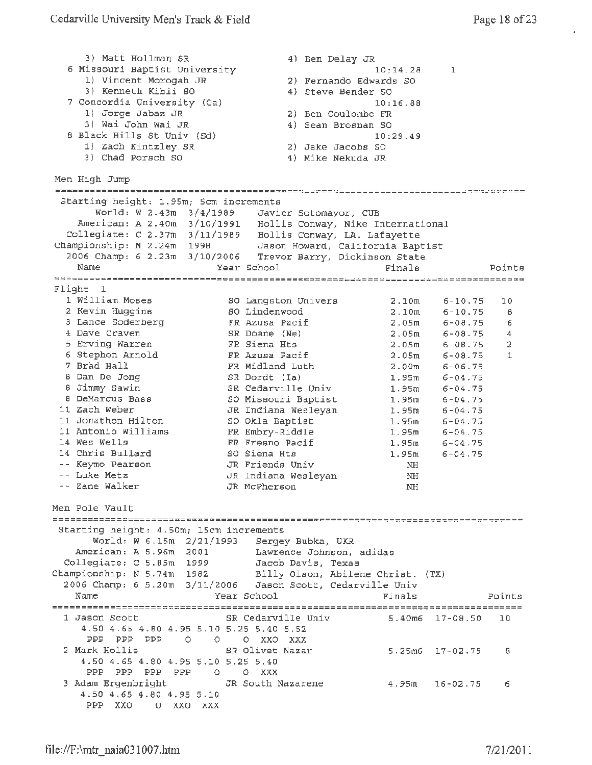3) Matt Hollman SR 4) Ben Delay JR

6 Missouri Baptist University 10:14.28 1

1) Vincent Morogah JR 2) Fernando Edwards SO
3) Kenneth Kibii SO 4) Steve Bender SO

7 Concordia University (Ca) 10:16.88

1) Jorge Jabaz JR 2) Ben Coulombe FR
3) Wai John Wai JR 4) Sean Brosnan SO

8 Black Hills St Univ (Sd) 10:29.49

1) Zach Kintzley SR 2) Jake Jacobs SO
3) Chad Porsch SO 4) Mike Nekuda JR

## Men High Jump

Starting height: 1.95m; 5cm increments

| | | | |
|---|---|---|---|
| World: W | 2.43m | 3/4/1989 | Javier Sotomayor, CUB |
| American: A | 2.40m | 3/10/1991 | Hollis Conway, Nike International |
| Collegiate: C | 2.37m | 3/11/1989 | Hollis Conway, LA. Lafayette |
| Championship: N | 2.24m | 1998 | Jason Howard, California Baptist |
| 2006 Champ: 6 | 2.23m | 3/10/2006 | Trevor Barry, Dickinson State |

Flight 1

| Place | Name | Year | School | Finals | | Points |
|---|---|---|---|---|---|---|
| 1 | William Moses | SO | Langston Univers | 2.10m | 6-10.75 | 10 |
| 2 | Kevin Huggins | SO | Lindenwood | 2.10m | 6-10.75 | 8 |
| 3 | Lance Soderberg | FR | Azusa Pacif | 2.05m | 6-08.75 | 6 |
| 4 | Dave Craven | SR | Doane (Ne) | 2.05m | 6-08.75 | 4 |
| 5 | Erving Warren | FR | Siena Hts | 2.05m | 6-08.75 | 2 |
| 6 | Stephon Arnold | FR | Azusa Pacif | 2.05m | 6-08.75 | 1 |
| 7 | Brad Hall | FR | Midland Luth | 2.00m | 6-06.75 | |
| 8 | Dan De Jong | SR | Dordt (Ia) | 1.95m | 6-04.75 | |
| 8 | Jimmy Sawin | SR | Cedarville Univ | 1.95m | 6-04.75 | |
| 8 | DeMarcus Bass | SO | Missouri Baptist | 1.95m | 6-04.75 | |
| 11 | Zach Weber | JR | Indiana Wesleyan | 1.95m | 6-04.75 | |
| 11 | Jonathon Hilton | SO | Okla Baptist | 1.95m | 6-04.75 | |
| 11 | Antonio Williams | FR | Embry-Riddle | 1.95m | 6-04.75 | |
| 14 | Wes Wells | FR | Fresno Pacif | 1.95m | 6-04.75 | |
| 14 | Chris Bullard | SO | Siena Hts | 1.95m | 6-04.75 | |
| -- | Keymo Pearson | JR | Friends Univ | NH | | |
| -- | Luke Metz | JR | Indiana Wesleyan | NH | | |
| -- | Zane Walker | JR | McPherson | NH | | |

## Men Pole Vault

Starting height: 4.50m; 15cm increments

| | | | |
|---|---|---|---|
| World: W | 6.15m | 2/21/1993 | Sergey Bubka, UKR |
| American: A | 5.96m | 2001 | Lawrence Johnson, adidas |
| Collegiate: C | 5.85m | 1999 | Jacob Davis, Texas |
| Championship: N | 5.74m | 1982 | Billy Olson, Abilene Christ. (TX) |
| 2006 Champ: 6 | 5.20m | 3/11/2006 | Jason Scott, Cedarville Univ |

| Place | Name | Year | School | Finals | | Points |
|---|---|---|---|---|---|---|
| 1 | Jason Scott | SR | Cedarville Univ | 5.40m6 | 17-08.50 | 10 |
| 2 | Mark Hollis | SR | Olivet Nazar | 5.25m6 | 17-02.75 | 8 |
| 3 | Adam Ergenbright | JR | South Nazarene | 4.95m | 16-02.75 | 6 |

```
1 Jason Scott
    4.50 4.65 4.80 4.95 5.10 5.25 5.40 5.52
     PPP  PPP  PPP    O    O    O  XXO  XXX
2 Mark Hollis
    4.50 4.65 4.80 4.95 5.10 5.25 5.40
     PPP  PPP  PPP  PPP    O    O  XXX
3 Adam Ergenbright
    4.50 4.65 4.80 4.95 5.10
     PPP  XXO    O  XXO  XXX
```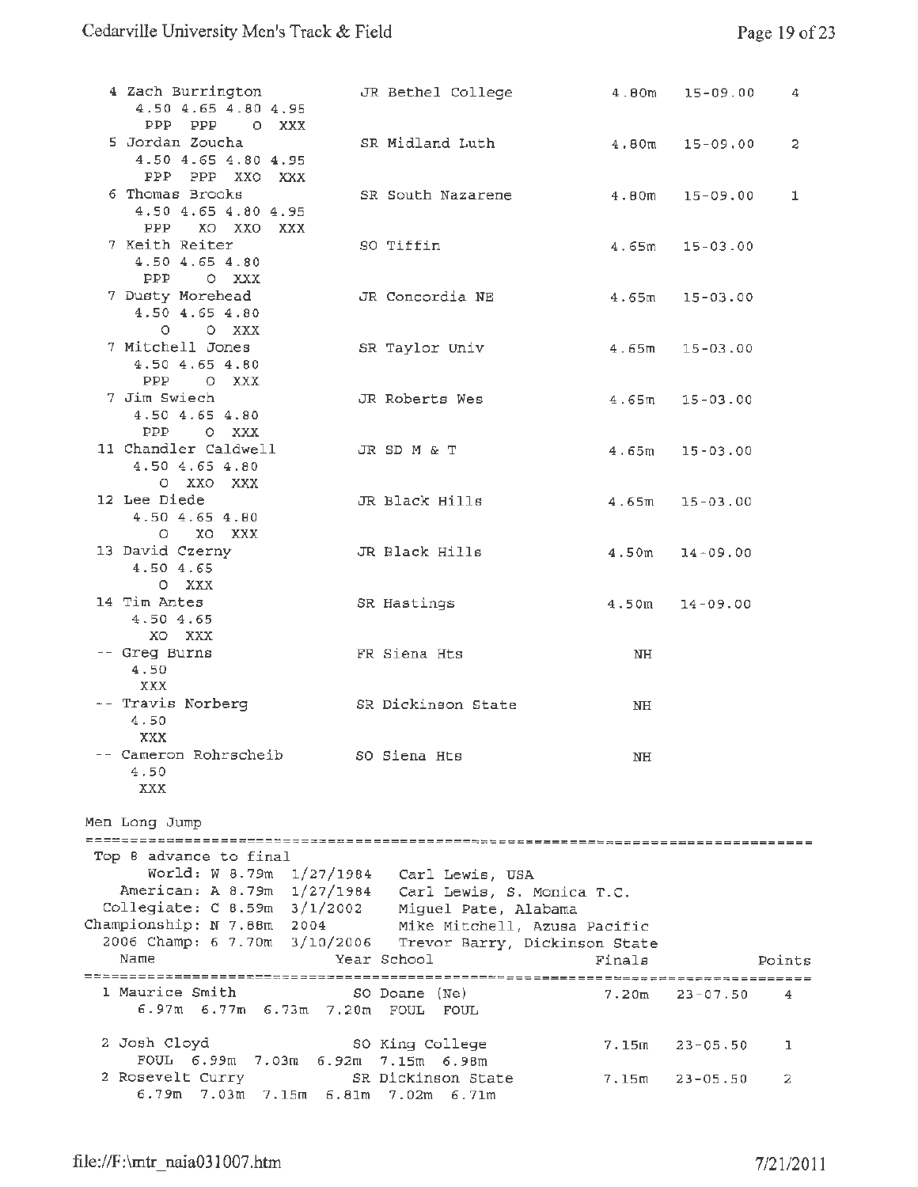```
  4 Zach Burrington          JR Bethel College          4.80m   15-09.00    4
     4.50 4.65 4.80 4.95
      PPP  PPP    O  XXX
  5 Jordan Zoucha            SR Midland Luth            4.80m   15-09.00    2
     4.50 4.65 4.80 4.95
      PPP  PPP  XXO  XXX
  6 Thomas Brooks            SR South Nazarene          4.80m   15-09.00    1
     4.50 4.65 4.80 4.95
      PPP   XO  XXO  XXX
  7 Keith Reiter             SO Tiffin                  4.65m   15-03.00
     4.50 4.65 4.80
      PPP    O  XXX
  7 Dusty Morehead           JR Concordia NE            4.65m   15-03.00
     4.50 4.65 4.80
        O    O  XXX
  7 Mitchell Jones           SR Taylor Univ             4.65m   15-03.00
     4.50 4.65 4.80
      PPP    O  XXX
  7 Jim Swiech               JR Roberts Wes             4.65m   15-03.00
     4.50 4.65 4.80
      PPP    O  XXX
 11 Chandler Caldwell        JR SD M & T                4.65m   15-03.00
     4.50 4.65 4.80
        O  XXO  XXX
 12 Lee Diede                JR Black Hills             4.65m   15-03.00
     4.50 4.65 4.80
        O   XO  XXX
 13 David Czerny             JR Black Hills             4.50m   14-09.00
     4.50 4.65
        O  XXX
 14 Tim Antes                SR Hastings                4.50m   14-09.00
     4.50 4.65
       XO  XXX
 -- Greg Burns               FR Siena Hts                  NH
     4.50
      XXX
 -- Travis Norberg           SR Dickinson State            NH
     4.50
      XXX
 -- Cameron Rohrscheib       SO Siena Hts                  NH
     4.50
      XXX
```

Men Long Jump

```
==============================================================================
 Top 8 advance to final
        World: W 8.79m  1/27/1984   Carl Lewis, USA
     American: A 8.79m  1/27/1984   Carl Lewis, S. Monica T.C.
   Collegiate: C 8.59m  3/1/2002    Miguel Pate, Alabama
 Championship: N 7.88m  2004        Mike Mitchell, Azusa Pacific
  2006 Champ: 6 7.70m  3/10/2006   Trevor Barry, Dickinson State
    Name                    Year School                 Finals          Points
==============================================================================
  1 Maurice Smith          SO Doane (Ne)              7.20m   23-07.50    4
      6.97m  6.77m  6.73m  7.20m  FOUL  FOUL

  2 Josh Cloyd             SO King College            7.15m   23-05.50    1
      FOUL  6.99m  7.03m  6.92m  7.15m  6.98m
  2 Rosevelt Curry         SR Dickinson State         7.15m   23-05.50    2
      6.79m  7.03m  7.15m  6.81m  7.02m  6.71m
```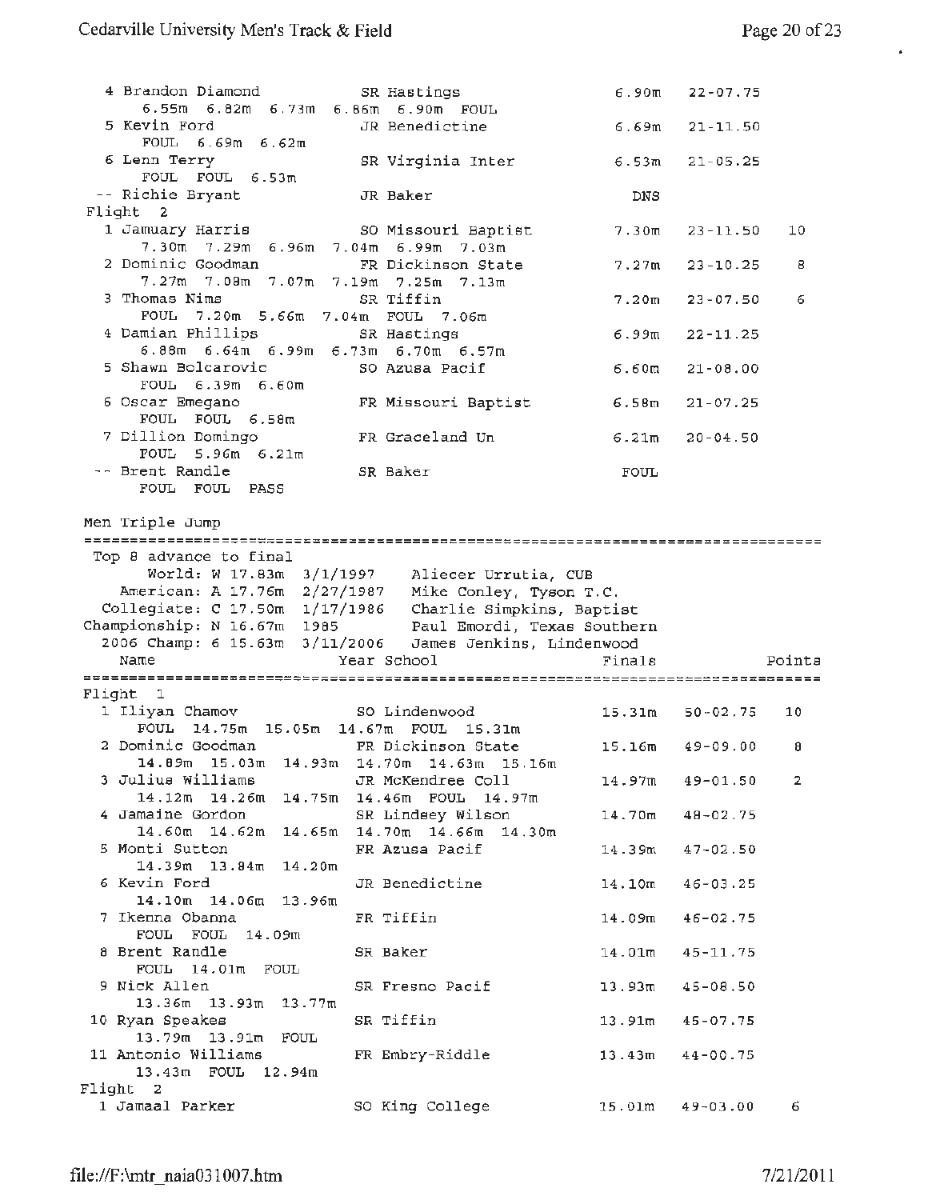```
  4 Brandon Diamond           SR Hastings              6.90m   22-07.75
      6.55m  6.82m  6.73m  6.86m  6.90m  FOUL
  5 Kevin Ford                JR Benedictine           6.69m   21-11.50
      FOUL  6.69m  6.62m
  6 Lenn Terry                SR Virginia Inter        6.53m   21-05.25
      FOUL  FOUL  6.53m
 -- Richie Bryant             JR Baker                  DNS
Flight  2
  1 Jamuary Harris            SO Missouri Baptist      7.30m   23-11.50   10
      7.30m  7.29m  6.96m  7.04m  6.99m  7.03m
  2 Dominic Goodman           FR Dickinson State       7.27m   23-10.25    8
      7.27m  7.08m  7.07m  7.19m  7.25m  7.13m
  3 Thomas Nims               SR Tiffin                7.20m   23-07.50    6
      FOUL  7.20m  5.66m  7.04m  FOUL  7.06m
  4 Damian Phillips           SR Hastings              6.99m   22-11.25
      6.88m  6.64m  6.99m  6.73m  6.70m  6.57m
  5 Shawn Bolcarovic          SO Azusa Pacif           6.60m   21-08.00
      FOUL  6.39m  6.60m
  6 Oscar Emegano             FR Missouri Baptist      6.58m   21-07.25
      FOUL  FOUL  6.58m
  7 Dillion Domingo           FR Graceland Un          6.21m   20-04.50
      FOUL  5.96m  6.21m
 -- Brent Randle              SR Baker                 FOUL
      FOUL  FOUL  PASS

Men Triple Jump
=================================================================================
 Top 8 advance to final
       World: W 17.83m  3/1/1997    Aliecer Urrutia, CUB
    American: A 17.76m  2/27/1987   Mike Conley, Tyson T.C.
  Collegiate: C 17.50m  1/17/1986   Charlie Simpkins, Baptist
Championship: N 16.67m  1985        Paul Emordi, Texas Southern
  2006 Champ: 6 15.63m  3/11/2006   James Jenkins, Lindenwood
    Name                    Year School                Finals            Points
=================================================================================
Flight  1
  1 Iliyan Chamov             SO Lindenwood           15.31m   50-02.75   10
      FOUL  14.75m  15.05m  14.67m  FOUL  15.31m
  2 Dominic Goodman           FR Dickinson State      15.16m   49-09.00    8
      14.89m  15.03m  14.93m  14.70m  14.63m  15.16m
  3 Julius Williams           JR McKendree Coll       14.97m   49-01.50    2
      14.12m  14.26m  14.75m  14.46m  FOUL  14.97m
  4 Jamaine Gordon            SR Lindsey Wilson       14.70m   48-02.75
      14.60m  14.62m  14.65m  14.70m  14.66m  14.30m
  5 Monti Sutton              FR Azusa Pacif          14.39m   47-02.50
      14.39m  13.84m  14.20m
  6 Kevin Ford                JR Benedictine          14.10m   46-03.25
      14.10m  14.06m  13.96m
  7 Ikenna Obanna             FR Tiffin               14.09m   46-02.75
      FOUL  FOUL  14.09m
  8 Brent Randle              SR Baker                14.01m   45-11.75
      FOUL  14.01m  FOUL
  9 Nick Allen                SR Fresno Pacif         13.93m   45-08.50
      13.36m  13.93m  13.77m
 10 Ryan Speakes              SR Tiffin               13.91m   45-07.75
      13.79m  13.91m  FOUL
 11 Antonio Williams          FR Embry-Riddle         13.43m   44-00.75
      13.43m  FOUL  12.94m
Flight  2
  1 Jamaal Parker             SO King College         15.01m   49-03.00    6
```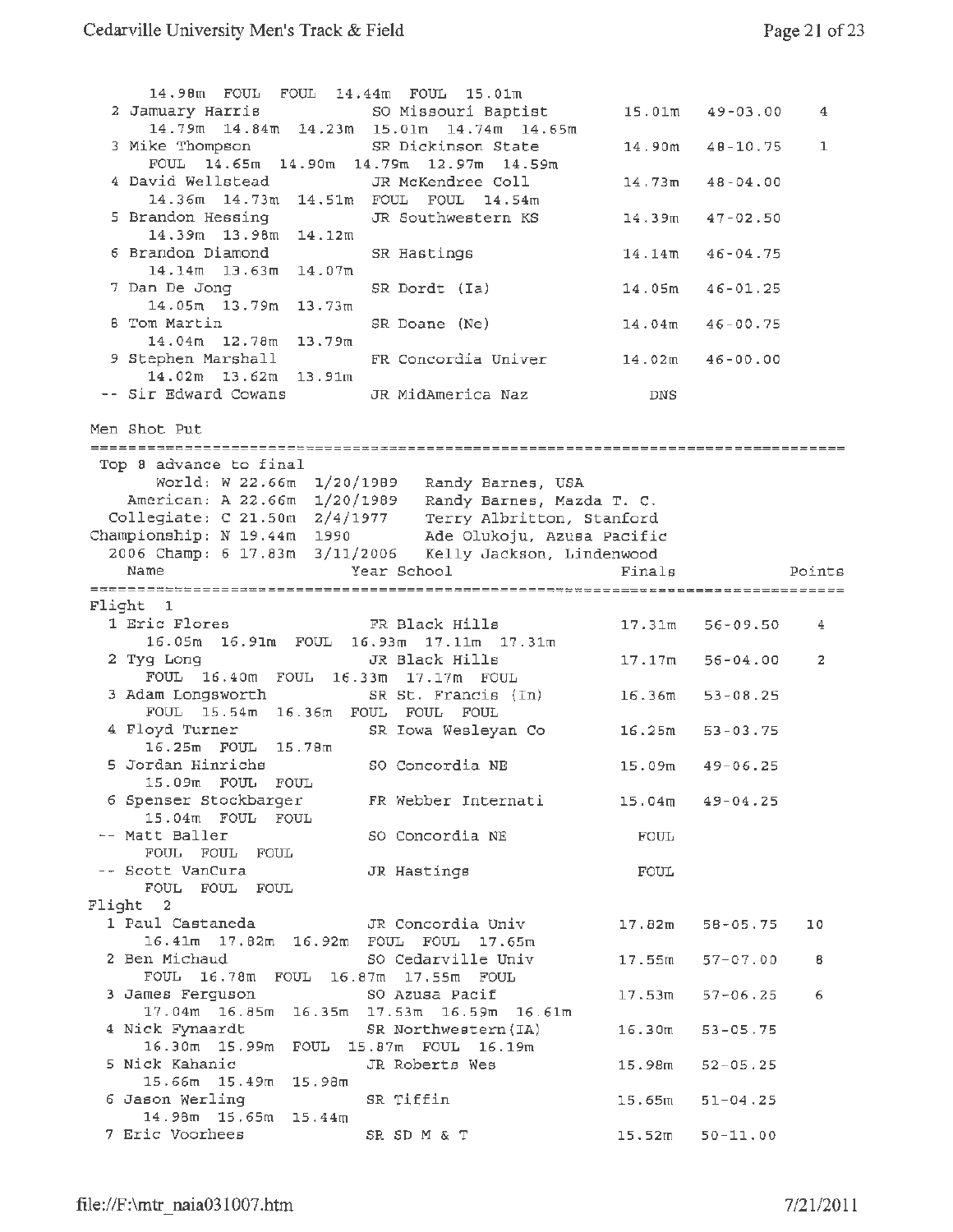```
     14.98m  FOUL  FOUL  14.44m  FOUL  15.01m
  2 January Harris          SO Missouri Baptist        15.01m   49-03.00    4
     14.79m  14.84m  14.23m  15.01m  14.74m  14.65m
  3 Mike Thompson           SR Dickinson State         14.90m   48-10.75    1
     FOUL  14.65m  14.90m  14.79m  12.97m  14.59m
  4 David Wellstead         JR McKendree Coll          14.73m   48-04.00
     14.36m  14.73m  14.51m  FOUL  FOUL  14.54m
  5 Brandon Hessing         JR Southwestern KS         14.39m   47-02.50
     14.39m  13.98m  14.12m
  6 Brandon Diamond         SR Hastings                14.14m   46-04.75
     14.14m  13.63m  14.07m
  7 Dan De Jong             SR Dordt (Ia)              14.05m   46-01.25
     14.05m  13.79m  13.73m
  8 Tom Martin              SR Doane (Ne)              14.04m   46-00.75
     14.04m  12.78m  13.79m
  9 Stephen Marshall        FR Concordia Univer        14.02m   46-00.00
     14.02m  13.62m  13.91m
 -- Sir Edward Cowans       JR MidAmerica Naz             DNS

Men Shot Put
===============================================================================
 Top 8 advance to final
       World: W 22.66m  1/20/1989   Randy Barnes, USA
    American: A 22.66m  1/20/1989   Randy Barnes, Mazda T. C.
  Collegiate: C 21.50m  2/4/1977    Terry Albritton, Stanford
Championship: N 19.44m  1990        Ade Olukoju, Azusa Pacific
  2006 Champ: 6 17.83m  3/11/2006   Kelly Jackson, Lindenwood
    Name                    Year School                Finals             Points
===============================================================================
Flight  1
  1 Eric Flores             FR Black Hills             17.31m   56-09.50    4
     16.05m  16.91m  FOUL  16.93m  17.11m  17.31m
  2 Tyg Long                JR Black Hills             17.17m   56-04.00    2
     FOUL  16.40m  FOUL  16.33m  17.17m  FOUL
  3 Adam Longsworth         SR St. Francis (In)        16.36m   53-08.25
     FOUL  15.54m  16.36m  FOUL  FOUL  FOUL
  4 Floyd Turner            SR Iowa Wesleyan Co        16.25m   53-03.75
     16.25m  FOUL  15.78m
  5 Jordan Hinrichs         SO Concordia NE            15.09m   49-06.25
     15.09m  FOUL  FOUL
  6 Spenser Stockbarger     FR Webber Internati        15.04m   49-04.25
     15.04m  FOUL  FOUL
 -- Matt Baller             SO Concordia NE              FOUL
     FOUL  FOUL  FOUL
 -- Scott VanCura           JR Hastings                  FOUL
     FOUL  FOUL  FOUL
Flight  2
  1 Paul Castaneda          JR Concordia Univ          17.82m   58-05.75   10
     16.41m  17.82m  16.92m  FOUL  FOUL  17.65m
  2 Ben Michaud             SO Cedarville Univ         17.55m   57-07.00    8
     FOUL  16.78m  FOUL  16.87m  17.55m  FOUL
  3 James Ferguson          SO Azusa Pacif             17.53m   57-06.25    6
     17.04m  16.85m  16.35m  17.53m  16.59m  16.61m
  4 Nick Fynaardt           SR Northwestern(IA)        16.30m   53-05.75
     16.30m  15.99m  FOUL  15.87m  FOUL  16.19m
  5 Nick Kahanic            JR Roberts Wes             15.98m   52-05.25
     15.66m  15.49m  15.98m
  6 Jason Werling           SR Tiffin                  15.65m   51-04.25
     14.98m  15.65m  15.44m
  7 Eric Voorhees           SR SD M & T                15.52m   50-11.00
```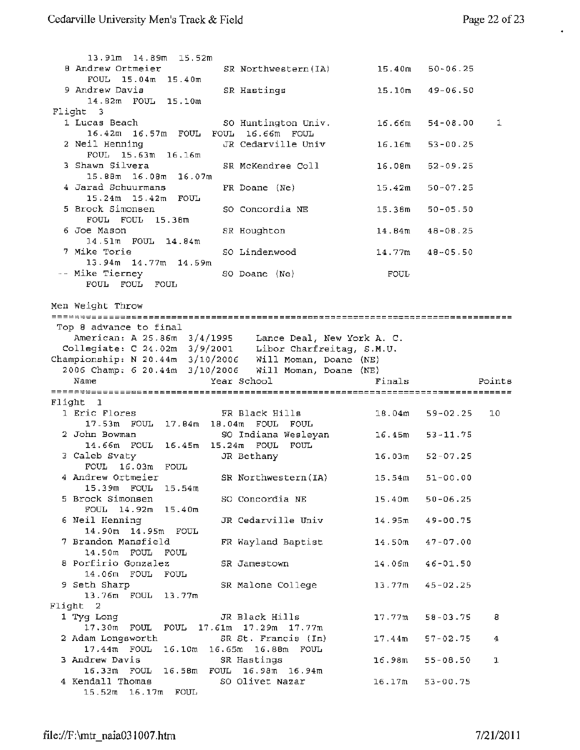```
    13.91m  14.89m  15.52m
  8 Andrew Ortmeier          SR Northwestern(IA)        15.40m   50-06.25
      FOUL  15.04m  15.40m
  9 Andrew Davis             SR Hastings                15.10m   49-06.50
      14.82m  FOUL  15.10m
Flight  3
  1 Lucas Beach              SO Huntington Univ.        16.66m   54-08.00    1
      16.42m  16.57m  FOUL  FOUL  16.66m  FOUL
  2 Neil Henning             JR Cedarville Univ         16.16m   53-00.25
      FOUL  15.63m  16.16m
  3 Shawn Silvera            SR McKendree Coll          16.08m   52-09.25
      15.88m  16.08m  16.07m
  4 Jarad Schuurmans         FR Doane (Ne)              15.42m   50-07.25
      15.24m  15.42m  FOUL
  5 Brock Simonsen           SO Concordia NE            15.38m   50-05.50
      FOUL  FOUL  15.38m
  6 Joe Mason                SR Houghton                14.84m   48-08.25
      14.51m  FOUL  14.84m
  7 Mike Torie               SO Lindenwood              14.77m   48-05.50
      13.94m  14.77m  14.59m
 -- Mike Tierney             SO Doane (Ne)                FOUL
      FOUL  FOUL  FOUL
```

## Men Weight Throw

```
=============================================================================
 Top 8 advance to final
    American: A 25.86m  3/4/1995    Lance Deal, New York A. C.
  Collegiate: C 24.02m  3/9/2001    Libor Charfreitag, S.M.U.
Championship: N 20.44m  3/10/2006   Will Moman, Doane (NE)
  2006 Champ: 6 20.44m  3/10/2006   Will Moman, Doane (NE)
    Name                    Year School                Finals            Points
=============================================================================
Flight  1
  1 Eric Flores              FR Black Hills             18.04m   59-02.25   10
      17.53m  FOUL  17.84m  18.04m  FOUL  FOUL
  2 John Bowman              SO Indiana Wesleyan        16.45m   53-11.75
      14.66m  FOUL  16.45m  15.24m  FOUL  FOUL
  3 Caleb Svaty              JR Bethany                 16.03m   52-07.25
      FOUL  16.03m  FOUL
  4 Andrew Ortmeier          SR Northwestern(IA)        15.54m   51-00.00
      15.39m  FOUL  15.54m
  5 Brock Simonsen           SO Concordia NE            15.40m   50-06.25
      FOUL  14.92m  15.40m
  6 Neil Henning             JR Cedarville Univ         14.95m   49-00.75
      14.90m  14.95m  FOUL
  7 Brandon Mansfield        FR Wayland Baptist         14.50m   47-07.00
      14.50m  FOUL  FOUL
  8 Porfirio Gonzalez        SR Jamestown               14.06m   46-01.50
      14.06m  FOUL  FOUL
  9 Seth Sharp               SR Malone College          13.77m   45-02.25
      13.76m  FOUL  13.77m
Flight  2
  1 Tyg Long                 JR Black Hills             17.77m   58-03.75    8
      17.30m  FOUL  FOUL  17.61m  17.29m  17.77m
  2 Adam Longsworth          SR St. Francis (In)        17.44m   57-02.75    4
      17.44m  FOUL  16.10m  16.65m  16.88m  FOUL
  3 Andrew Davis             SR Hastings                16.98m   55-08.50    1
      16.33m  FOUL  16.58m  FOUL  16.98m  16.94m
  4 Kendall Thomas           SO Olivet Nazar            16.17m   53-00.75
      15.52m  16.17m  FOUL
```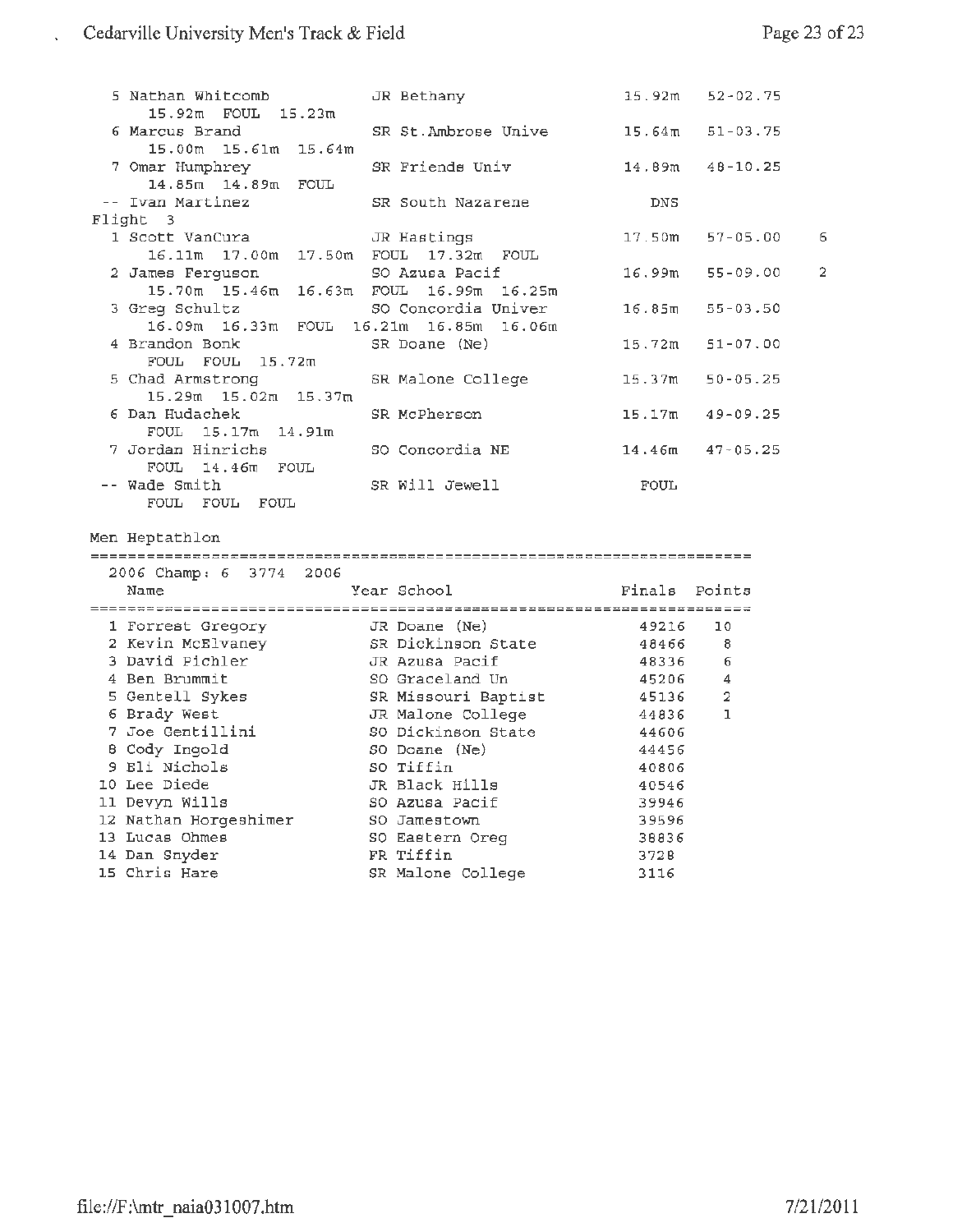```
  5 Nathan Whitcomb          JR Bethany                15.92m   52-02.75
      15.92m  FOUL  15.23m
  6 Marcus Brand             SR St.Ambrose Unive       15.64m   51-03.75
      15.00m  15.61m  15.64m
  7 Omar Humphrey            SR Friends Univ           14.89m   48-10.25
      14.85m  14.89m  FOUL
 -- Ivan Martinez            SR South Nazarene            DNS
Flight  3
  1 Scott VanCura            JR Hastings               17.50m   57-05.00    6
      16.11m  17.00m  17.50m  FOUL  17.32m  FOUL
  2 James Ferguson           SO Azusa Pacif            16.99m   55-09.00    2
      15.70m  15.46m  16.63m  FOUL  16.99m  16.25m
  3 Greg Schultz             SO Concordia Univer       16.85m   55-03.50
      16.09m  16.33m  FOUL  16.21m  16.85m  16.06m
  4 Brandon Bonk             SR Doane (Ne)             15.72m   51-07.00
      FOUL  FOUL  15.72m
  5 Chad Armstrong           SR Malone College         15.37m   50-05.25
      15.29m  15.02m  15.37m
  6 Dan Hudachek             SR McPherson              15.17m   49-09.25
      FOUL  15.17m  14.91m
  7 Jordan Hinrichs          SO Concordia NE           14.46m   47-05.25
      FOUL  14.46m  FOUL
 -- Wade Smith               SR Will Jewell              FOUL
      FOUL  FOUL  FOUL
```

Men Heptathlon

```
===================================================================
  2006 Champ: 6  3774  2006
    Name                    Year School                Finals  Points
===================================================================
  1 Forrest Gregory          JR Doane (Ne)               49216   10
  2 Kevin McElvaney          SR Dickinson State          48466    8
  3 David Pichler            JR Azusa Pacif              48336    6
  4 Ben Brummit              SO Graceland Un             45206    4
  5 Gentell Sykes            SR Missouri Baptist         45136    2
  6 Brady West               JR Malone College           44836    1
  7 Joe Gentillini           SO Dickinson State          44606
  8 Cody Ingold              SO Doane (Ne)               44456
  9 Eli Nichols              SO Tiffin                   40806
 10 Lee Diede                JR Black Hills              40546
 11 Devyn Wills              SO Azusa Pacif              39946
 12 Nathan Horgeshimer       SO Jamestown                39596
 13 Lucas Ohmes              SO Eastern Oreg             38836
 14 Dan Snyder               FR Tiffin                   3728
 15 Chris Hare               SR Malone College           3116
```